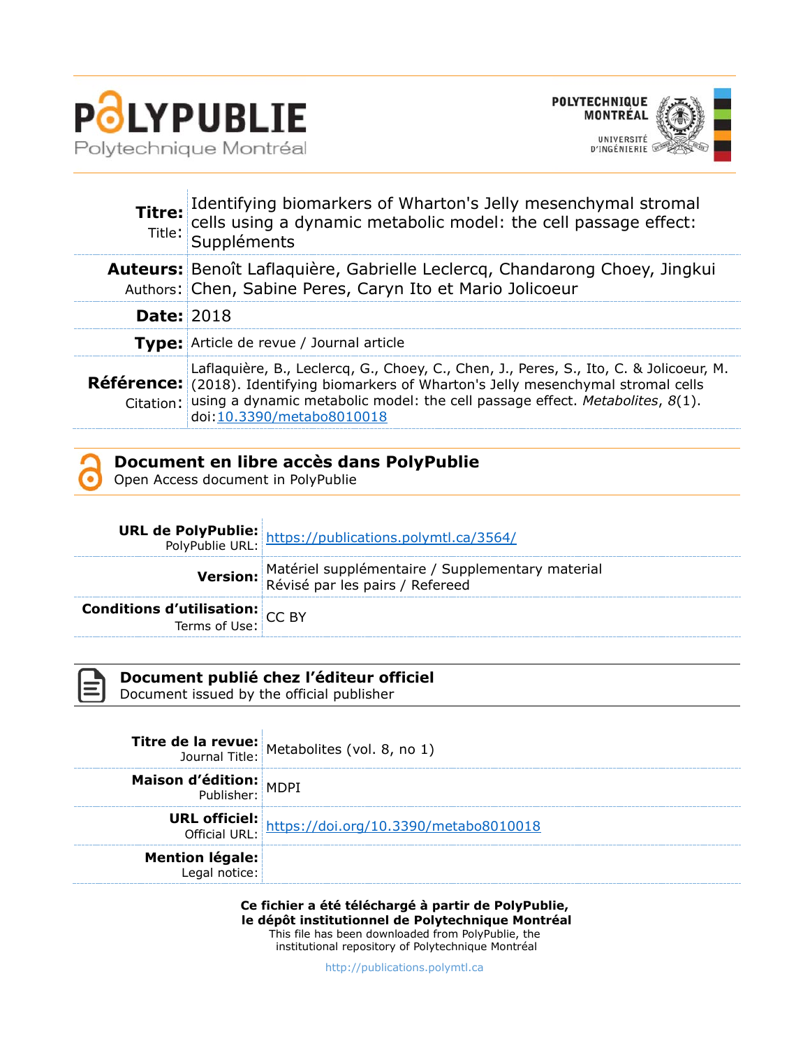**POLYPUBLIE**
Polytechnique Montréal

POLYTECHNIQUE MONTRÉAL
UNIVERSITÉ D'INGÉNIERIE

| | |
|---|---|
| **Titre:** Title: | Identifying biomarkers of Wharton's Jelly mesenchymal stromal cells using a dynamic metabolic model: the cell passage effect: Suppléments |
| **Auteurs:** Authors: | Benoît Laflaquière, Gabrielle Leclercq, Chandarong Choey, Jingkui Chen, Sabine Peres, Caryn Ito et Mario Jolicoeur |
| **Date:** | 2018 |
| **Type:** | Article de revue / Journal article |
| **Référence:** Citation: | Laflaquière, B., Leclercq, G., Choey, C., Chen, J., Peres, S., Ito, C. & Jolicoeur, M. (2018). Identifying biomarkers of Wharton's Jelly mesenchymal stromal cells using a dynamic metabolic model: the cell passage effect. *Metabolites*, *8*(1). doi:10.3390/metabo8010018 |

## Document en libre accès dans PolyPublie
Open Access document in PolyPublie

| | |
|---|---|
| **URL de PolyPublie:** PolyPublie URL: | https://publications.polymtl.ca/3564/ |
| **Version:** | Matériel supplémentaire / Supplementary material<br>Révisé par les pairs / Refereed |
| **Conditions d'utilisation:** Terms of Use: | CC BY |

## Document publié chez l'éditeur officiel
Document issued by the official publisher

| | |
|---|---|
| **Titre de la revue:** Journal Title: | Metabolites (vol. 8, no 1) |
| **Maison d'édition:** Publisher: | MDPI |
| **URL officiel:** Official URL: | https://doi.org/10.3390/metabo8010018 |
| **Mention légale:** Legal notice: | |

**Ce fichier a été téléchargé à partir de PolyPublie, le dépôt institutionnel de Polytechnique Montréal**
This file has been downloaded from PolyPublie, the institutional repository of Polytechnique Montréal

http://publications.polymtl.ca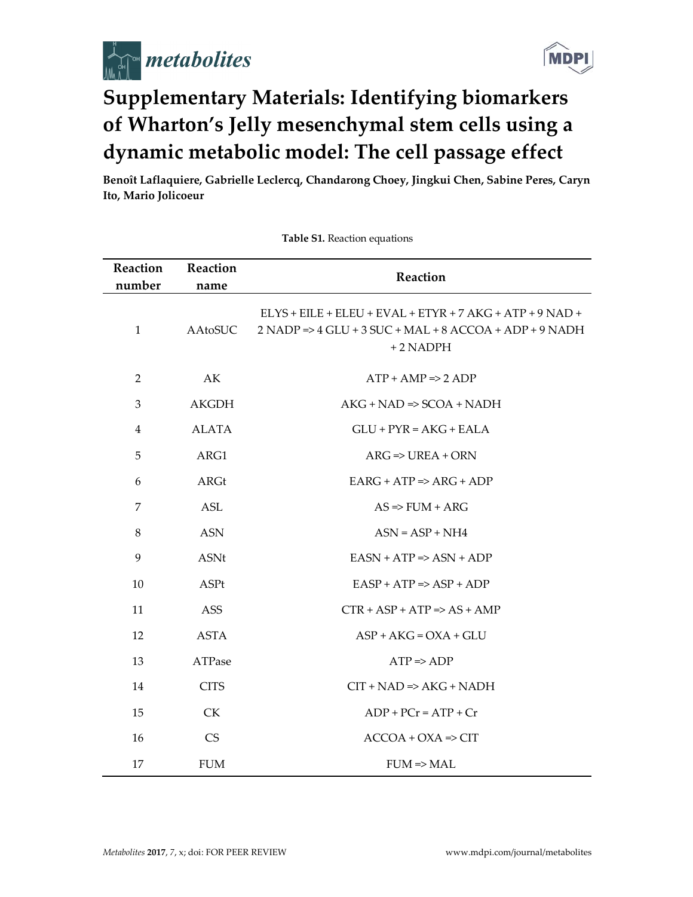# Supplementary Materials: Identifying biomarkers of Wharton's Jelly mesenchymal stem cells using a dynamic metabolic model: The cell passage effect

**Benoît Laflaquiere, Gabrielle Leclercq, Chandarong Choey, Jingkui Chen, Sabine Peres, Caryn Ito, Mario Jolicoeur**

**Table S1.** Reaction equations

| Reaction number | Reaction name | Reaction |
|---|---|---|
| 1 | AAtoSUC | ELYS + EILE + ELEU + EVAL + ETYR + 7 AKG + ATP + 9 NAD + 2 NADP => 4 GLU + 3 SUC + MAL + 8 ACCOA + ADP + 9 NADH + 2 NADPH |
| 2 | AK | ATP + AMP => 2 ADP |
| 3 | AKGDH | AKG + NAD => SCOA + NADH |
| 4 | ALATA | GLU + PYR = AKG + EALA |
| 5 | ARG1 | ARG => UREA + ORN |
| 6 | ARGt | EARG + ATP => ARG + ADP |
| 7 | ASL | AS => FUM + ARG |
| 8 | ASN | ASN = ASP + NH4 |
| 9 | ASNt | EASN + ATP => ASN + ADP |
| 10 | ASPt | EASP + ATP => ASP + ADP |
| 11 | ASS | CTR + ASP + ATP => AS + AMP |
| 12 | ASTA | ASP + AKG = OXA + GLU |
| 13 | ATPase | ATP => ADP |
| 14 | CITS | CIT + NAD => AKG + NADH |
| 15 | CK | ADP + PCr = ATP + Cr |
| 16 | CS | ACCOA + OXA => CIT |
| 17 | FUM | FUM => MAL |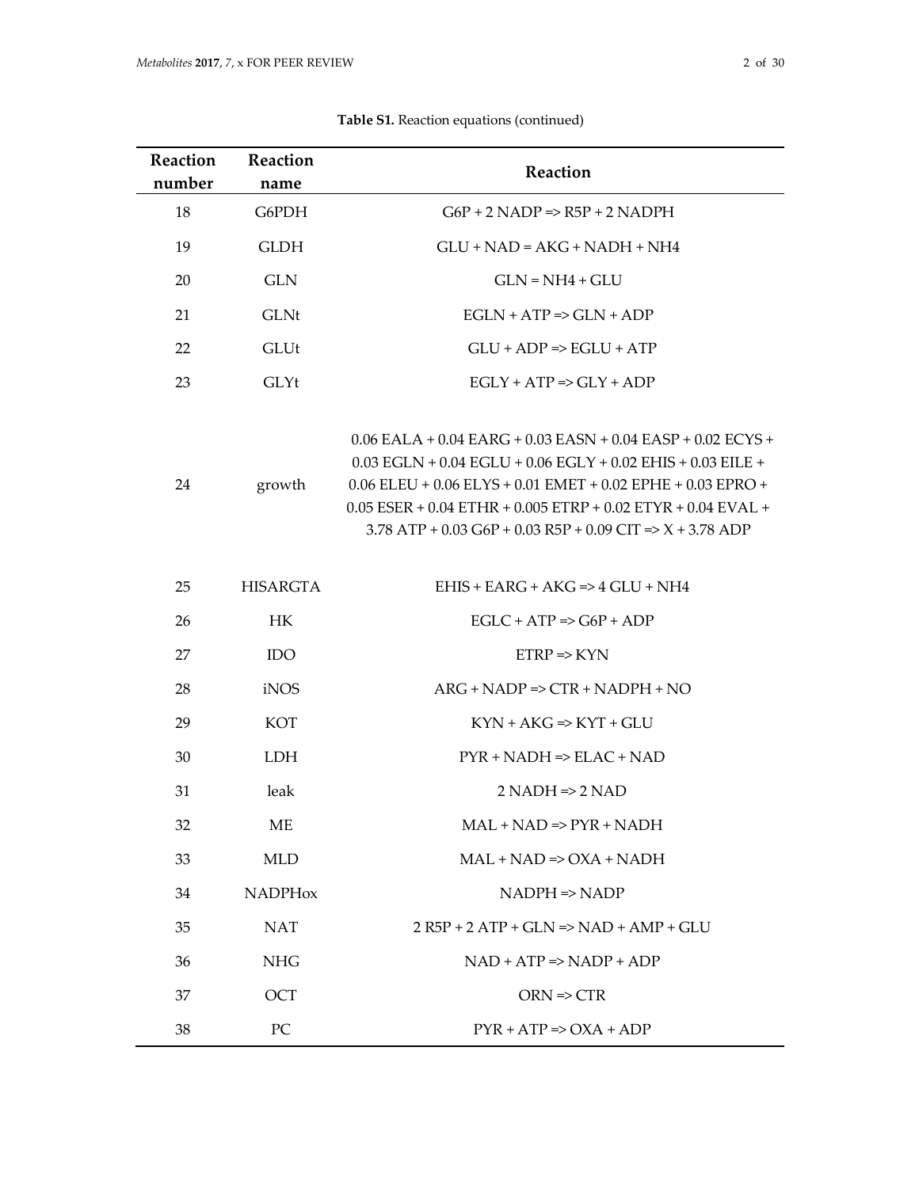**Table S1.** Reaction equations (continued)

| Reaction number | Reaction name | Reaction |
| --- | --- | --- |
| 18 | G6PDH | G6P + 2 NADP => R5P + 2 NADPH |
| 19 | GLDH | GLU + NAD = AKG + NADH + NH4 |
| 20 | GLN | GLN = NH4 + GLU |
| 21 | GLNt | EGLN + ATP => GLN + ADP |
| 22 | GLUt | GLU + ADP => EGLU + ATP |
| 23 | GLYt | EGLY + ATP => GLY + ADP |
| 24 | growth | 0.06 EALA + 0.04 EARG + 0.03 EASN + 0.04 EASP + 0.02 ECYS + 0.03 EGLN + 0.04 EGLU + 0.06 EGLY + 0.02 EHIS + 0.03 EILE + 0.06 ELEU + 0.06 ELYS + 0.01 EMET + 0.02 EPHE + 0.03 EPRO + 0.05 ESER + 0.04 ETHR + 0.005 ETRP + 0.02 ETYR + 0.04 EVAL + 3.78 ATP + 0.03 G6P + 0.03 R5P + 0.09 CIT => X + 3.78 ADP |
| 25 | HISARGTA | EHIS + EARG + AKG => 4 GLU + NH4 |
| 26 | HK | EGLC + ATP => G6P + ADP |
| 27 | IDO | ETRP => KYN |
| 28 | iNOS | ARG + NADP => CTR + NADPH + NO |
| 29 | KOT | KYN + AKG => KYT + GLU |
| 30 | LDH | PYR + NADH => ELAC + NAD |
| 31 | leak | 2 NADH => 2 NAD |
| 32 | ME | MAL + NAD => PYR + NADH |
| 33 | MLD | MAL + NAD => OXA + NADH |
| 34 | NADPHox | NADPH => NADP |
| 35 | NAT | 2 R5P + 2 ATP + GLN => NAD + AMP + GLU |
| 36 | NHG | NAD + ATP => NADP + ADP |
| 37 | OCT | ORN => CTR |
| 38 | PC | PYR + ATP => OXA + ADP |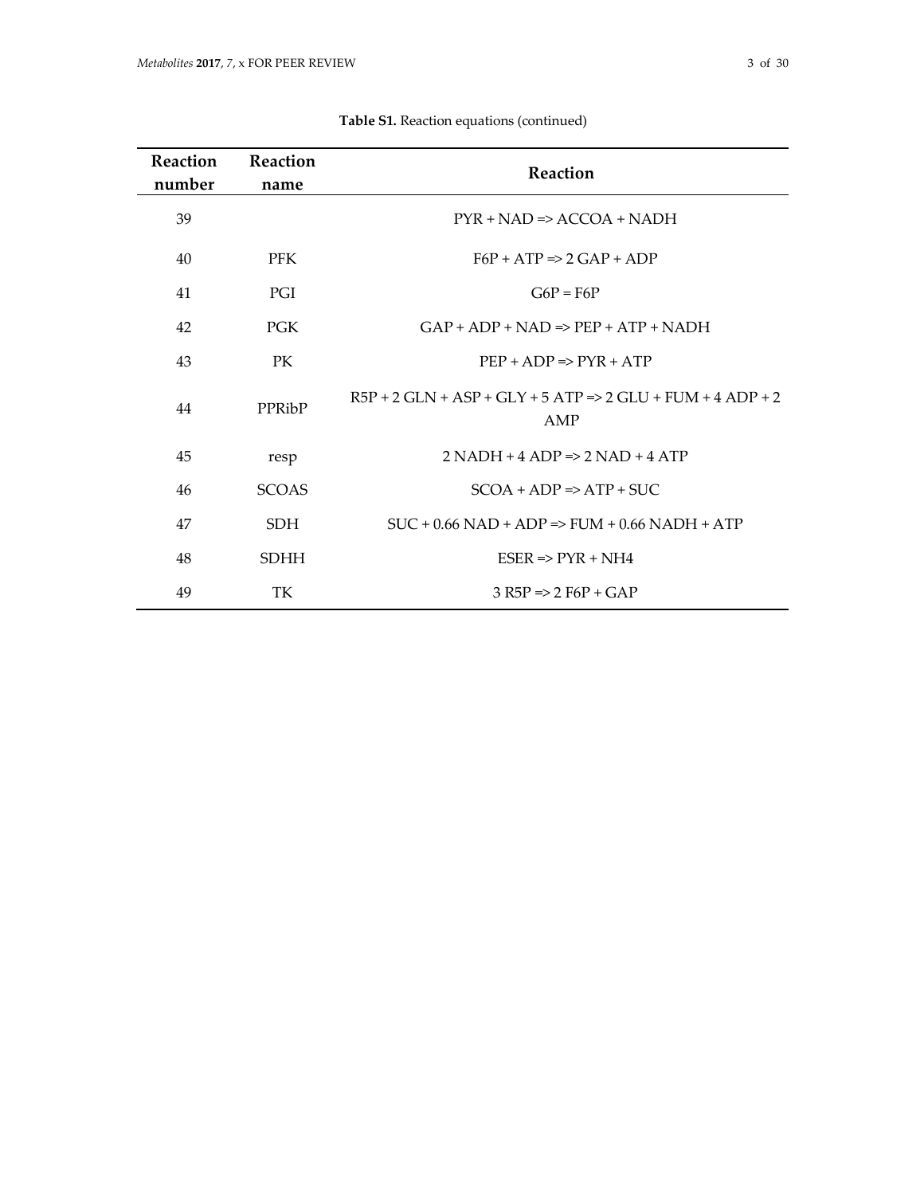**Table S1.** Reaction equations (continued)

| Reaction number | Reaction name | Reaction |
| --- | --- | --- |
| 39 | | PYR + NAD => ACCOA + NADH |
| 40 | PFK | F6P + ATP => 2 GAP + ADP |
| 41 | PGI | G6P = F6P |
| 42 | PGK | GAP + ADP + NAD => PEP + ATP + NADH |
| 43 | PK | PEP + ADP => PYR + ATP |
| 44 | PPRibP | R5P + 2 GLN + ASP + GLY + 5 ATP => 2 GLU + FUM + 4 ADP + 2 AMP |
| 45 | resp | 2 NADH + 4 ADP => 2 NAD + 4 ATP |
| 46 | SCOAS | SCOA + ADP => ATP + SUC |
| 47 | SDH | SUC + 0.66 NAD + ADP => FUM + 0.66 NADH + ATP |
| 48 | SDHH | ESER => PYR + NH4 |
| 49 | TK | 3 R5P => 2 F6P + GAP |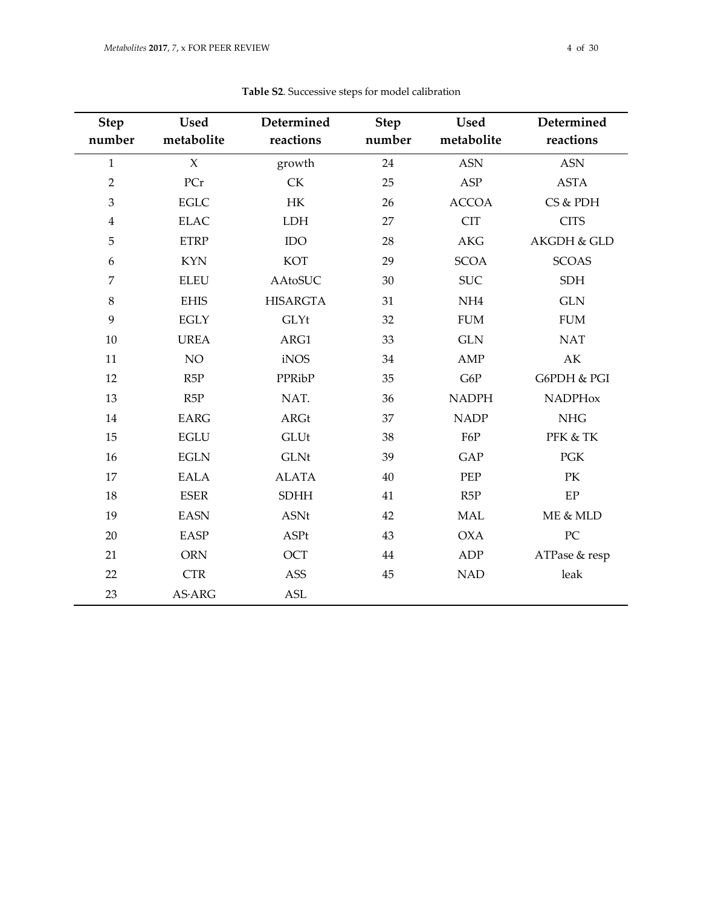**Table S2**. Successive steps for model calibration

| Step number | Used metabolite | Determined reactions | Step number | Used metabolite | Determined reactions |
|---|---|---|---|---|---|
| 1 | X | growth | 24 | ASN | ASN |
| 2 | PCr | CK | 25 | ASP | ASTA |
| 3 | EGLC | HK | 26 | ACCOA | CS & PDH |
| 4 | ELAC | LDH | 27 | CIT | CITS |
| 5 | ETRP | IDO | 28 | AKG | AKGDH & GLD |
| 6 | KYN | KOT | 29 | SCOA | SCOAS |
| 7 | ELEU | AAtoSUC | 30 | SUC | SDH |
| 8 | EHIS | HISARGTA | 31 | NH4 | GLN |
| 9 | EGLY | GLYt | 32 | FUM | FUM |
| 10 | UREA | ARG1 | 33 | GLN | NAT |
| 11 | NO | iNOS | 34 | AMP | AK |
| 12 | R5P | PPRibP | 35 | G6P | G6PDH & PGI |
| 13 | R5P | NAT. | 36 | NADPH | NADPHox |
| 14 | EARG | ARGt | 37 | NADP | NHG |
| 15 | EGLU | GLUt | 38 | F6P | PFK & TK |
| 16 | EGLN | GLNt | 39 | GAP | PGK |
| 17 | EALA | ALATA | 40 | PEP | PK |
| 18 | ESER | SDHH | 41 | R5P | EP |
| 19 | EASN | ASNt | 42 | MAL | ME & MLD |
| 20 | EASP | ASPt | 43 | OXA | PC |
| 21 | ORN | OCT | 44 | ADP | ATPase & resp |
| 22 | CTR | ASS | 45 | NAD | leak |
| 23 | AS·ARG | ASL | | | |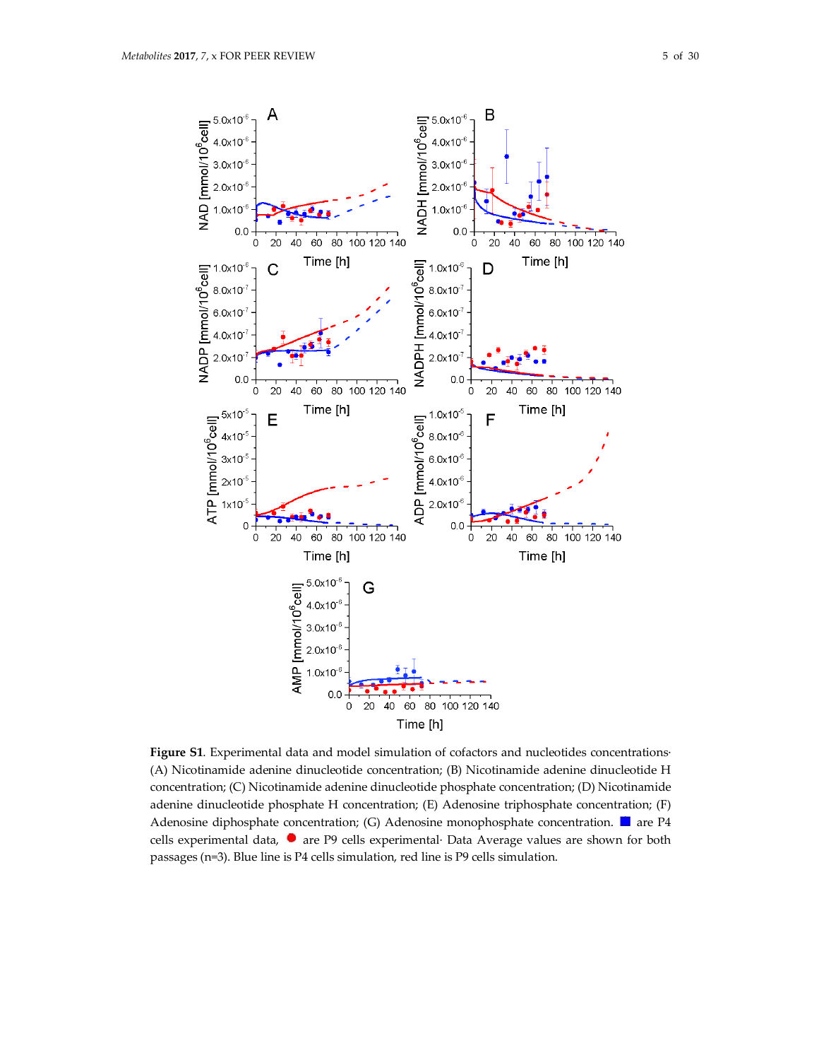**Figure S1**. Experimental data and model simulation of cofactors and nucleotides concentrations. (A) Nicotinamide adenine dinucleotide concentration; (B) Nicotinamide adenine dinucleotide H concentration; (C) Nicotinamide adenine dinucleotide phosphate concentration; (D) Nicotinamide adenine dinucleotide phosphate H concentration; (E) Adenosine triphosphate concentration; (F) Adenosine diphosphate concentration; (G) Adenosine monophosphate concentration. ■ are P4 cells experimental data, ● are P9 cells experimental. Data Average values are shown for both passages (n=3). Blue line is P4 cells simulation, red line is P9 cells simulation.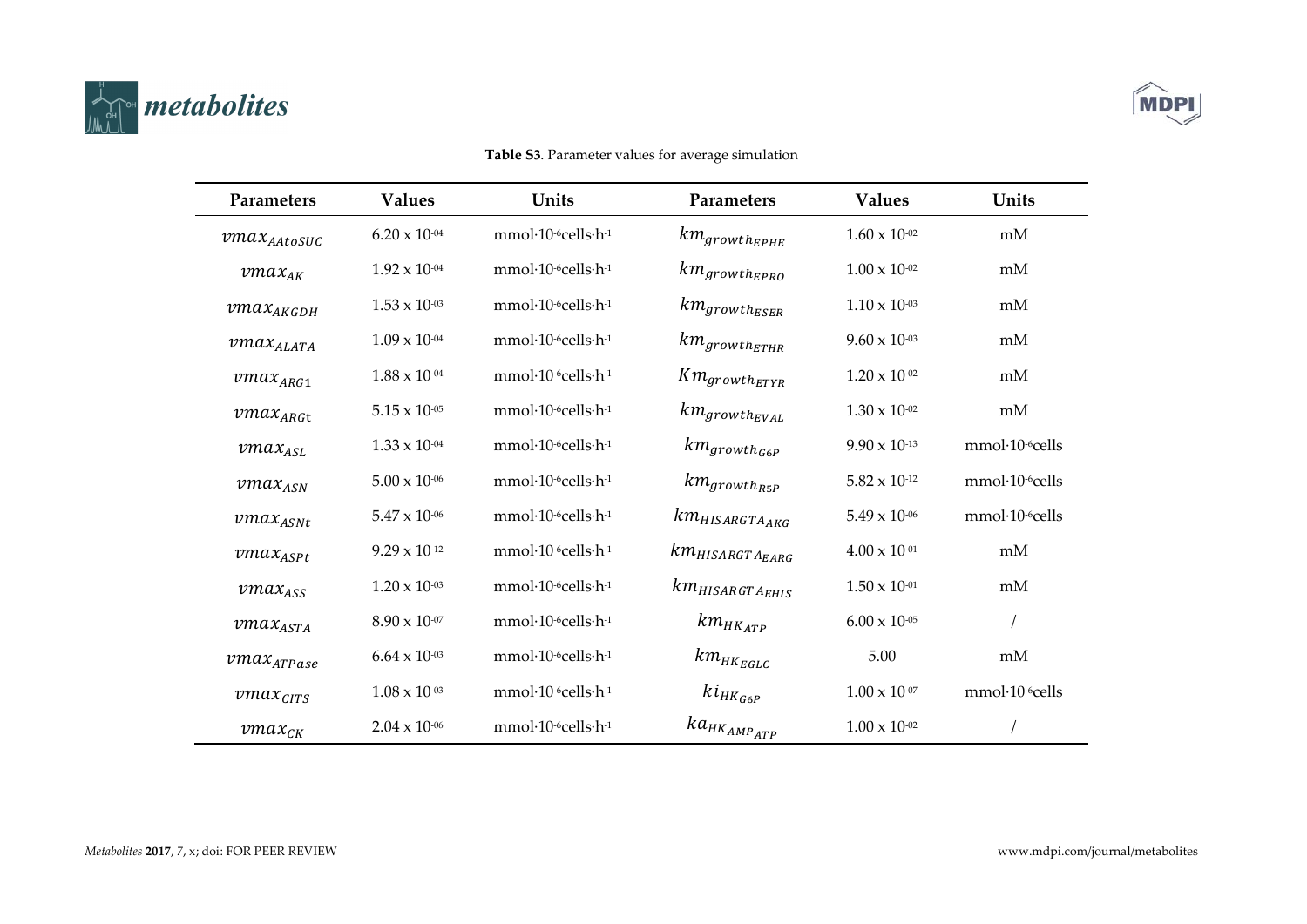**Table S3**. Parameter values for average simulation

| Parameters | Values | Units | Parameters | Values | Units |
|---|---|---|---|---|---|
| $vmax_{AAtoSUC}$ | $6.20 \times 10^{-04}$ | $mmol \cdot 10^{-6} cells \cdot h^{-1}$ | $km_{growth_{EPHE}}$ | $1.60 \times 10^{-02}$ | mM |
| $vmax_{AK}$ | $1.92 \times 10^{-04}$ | $mmol \cdot 10^{-6} cells \cdot h^{-1}$ | $km_{growth_{EPRO}}$ | $1.00 \times 10^{-02}$ | mM |
| $vmax_{AKGDH}$ | $1.53 \times 10^{-03}$ | $mmol \cdot 10^{-6} cells \cdot h^{-1}$ | $km_{growth_{ESER}}$ | $1.10 \times 10^{-03}$ | mM |
| $vmax_{ALATA}$ | $1.09 \times 10^{-04}$ | $mmol \cdot 10^{-6} cells \cdot h^{-1}$ | $km_{growth_{ETHR}}$ | $9.60 \times 10^{-03}$ | mM |
| $vmax_{ARG1}$ | $1.88 \times 10^{-04}$ | $mmol \cdot 10^{-6} cells \cdot h^{-1}$ | $Km_{growth_{ETYR}}$ | $1.20 \times 10^{-02}$ | mM |
| $vmax_{ARGt}$ | $5.15 \times 10^{-05}$ | $mmol \cdot 10^{-6} cells \cdot h^{-1}$ | $km_{growth_{EVAL}}$ | $1.30 \times 10^{-02}$ | mM |
| $vmax_{ASL}$ | $1.33 \times 10^{-04}$ | $mmol \cdot 10^{-6} cells \cdot h^{-1}$ | $km_{growth_{G6P}}$ | $9.90 \times 10^{-13}$ | $mmol \cdot 10^{-6} cells$ |
| $vmax_{ASN}$ | $5.00 \times 10^{-06}$ | $mmol \cdot 10^{-6} cells \cdot h^{-1}$ | $km_{growth_{R5P}}$ | $5.82 \times 10^{-12}$ | $mmol \cdot 10^{-6} cells$ |
| $vmax_{ASNt}$ | $5.47 \times 10^{-06}$ | $mmol \cdot 10^{-6} cells \cdot h^{-1}$ | $km_{HISARGTA_{AKG}}$ | $5.49 \times 10^{-06}$ | $mmol \cdot 10^{-6} cells$ |
| $vmax_{ASPt}$ | $9.29 \times 10^{-12}$ | $mmol \cdot 10^{-6} cells \cdot h^{-1}$ | $km_{HISARGTA_{EARG}}$ | $4.00 \times 10^{-01}$ | mM |
| $vmax_{ASS}$ | $1.20 \times 10^{-03}$ | $mmol \cdot 10^{-6} cells \cdot h^{-1}$ | $km_{HISARGTA_{EHIS}}$ | $1.50 \times 10^{-01}$ | mM |
| $vmax_{ASTA}$ | $8.90 \times 10^{-07}$ | $mmol \cdot 10^{-6} cells \cdot h^{-1}$ | $km_{HK_{ATP}}$ | $6.00 \times 10^{-05}$ | / |
| $vmax_{ATPase}$ | $6.64 \times 10^{-03}$ | $mmol \cdot 10^{-6} cells \cdot h^{-1}$ | $km_{HK_{EGLC}}$ | 5.00 | mM |
| $vmax_{CITS}$ | $1.08 \times 10^{-03}$ | $mmol \cdot 10^{-6} cells \cdot h^{-1}$ | $ki_{HK_{G6P}}$ | $1.00 \times 10^{-07}$ | $mmol \cdot 10^{-6} cells$ |
| $vmax_{CK}$ | $2.04 \times 10^{-06}$ | $mmol \cdot 10^{-6} cells \cdot h^{-1}$ | $ka_{HK_{AMP_{ATP}}}$ | $1.00 \times 10^{-02}$ | / |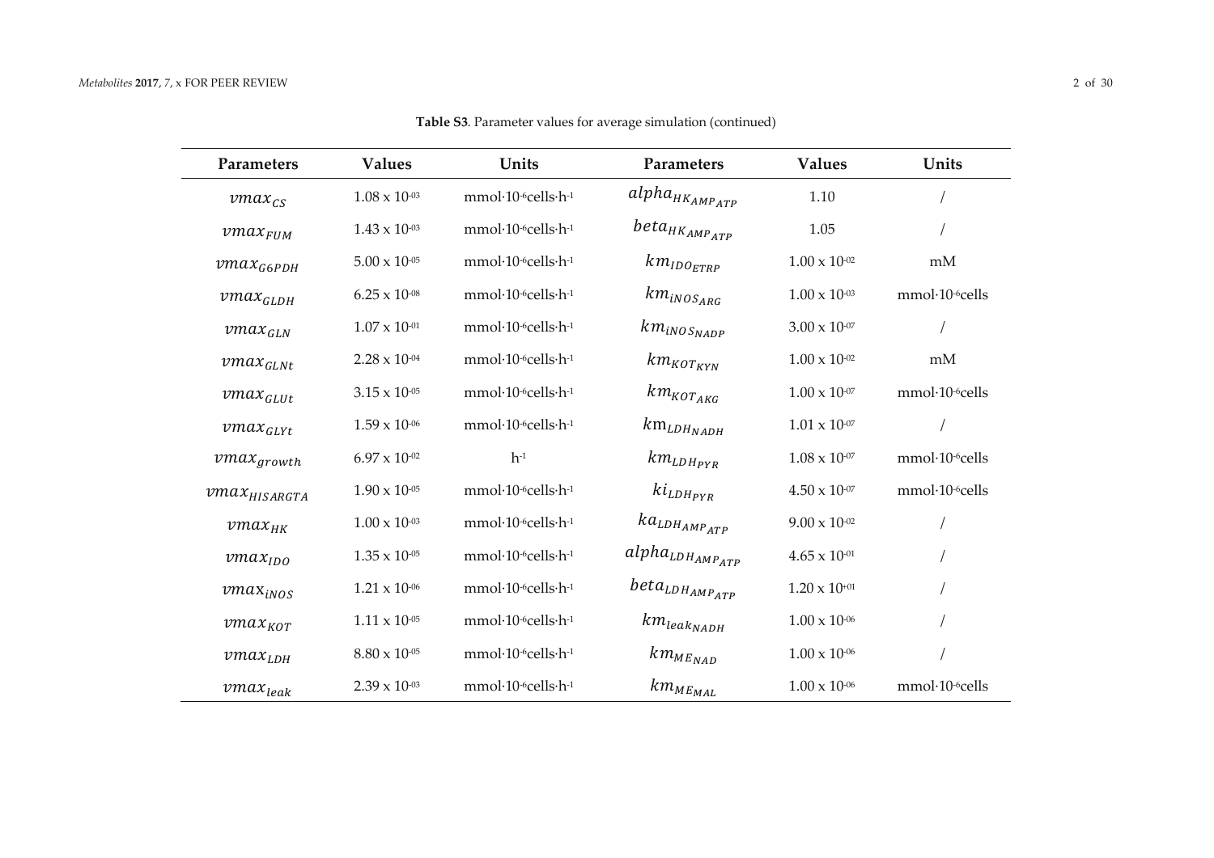**Table S3**. Parameter values for average simulation (continued)

| Parameters | Values | Units | Parameters | Values | Units |
|---|---|---|---|---|---|
| $vmax_{CS}$ | $1.08 \times 10^{-03}$ | $mmol \cdot 10^{-6} cells \cdot h^{-1}$ | $alpha_{HK_{AMP_{ATP}}}$ | 1.10 | / |
| $vmax_{FUM}$ | $1.43 \times 10^{-03}$ | $mmol \cdot 10^{-6} cells \cdot h^{-1}$ | $beta_{HK_{AMP_{ATP}}}$ | 1.05 | / |
| $vmax_{G6PDH}$ | $5.00 \times 10^{-05}$ | $mmol \cdot 10^{-6} cells \cdot h^{-1}$ | $km_{IDO_{ETRP}}$ | $1.00 \times 10^{-02}$ | mM |
| $vmax_{GLDH}$ | $6.25 \times 10^{-08}$ | $mmol \cdot 10^{-6} cells \cdot h^{-1}$ | $km_{iNOS_{ARG}}$ | $1.00 \times 10^{-03}$ | $mmol \cdot 10^{-6} cells$ |
| $vmax_{GLN}$ | $1.07 \times 10^{-01}$ | $mmol \cdot 10^{-6} cells \cdot h^{-1}$ | $km_{iNOS_{NADP}}$ | $3.00 \times 10^{-07}$ | / |
| $vmax_{GLNt}$ | $2.28 \times 10^{-04}$ | $mmol \cdot 10^{-6} cells \cdot h^{-1}$ | $km_{KOT_{KYN}}$ | $1.00 \times 10^{-02}$ | mM |
| $vmax_{GLUt}$ | $3.15 \times 10^{-05}$ | $mmol \cdot 10^{-6} cells \cdot h^{-1}$ | $km_{KOT_{AKG}}$ | $1.00 \times 10^{-07}$ | $mmol \cdot 10^{-6} cells$ |
| $vmax_{GLYt}$ | $1.59 \times 10^{-06}$ | $mmol \cdot 10^{-6} cells \cdot h^{-1}$ | $km_{LDH_{NADH}}$ | $1.01 \times 10^{-07}$ | / |
| $vmax_{growth}$ | $6.97 \times 10^{-02}$ | $h^{-1}$ | $km_{LDH_{PYR}}$ | $1.08 \times 10^{-07}$ | $mmol \cdot 10^{-6} cells$ |
| $vmax_{HISARGTA}$ | $1.90 \times 10^{-05}$ | $mmol \cdot 10^{-6} cells \cdot h^{-1}$ | $ki_{LDH_{PYR}}$ | $4.50 \times 10^{-07}$ | $mmol \cdot 10^{-6} cells$ |
| $vmax_{HK}$ | $1.00 \times 10^{-03}$ | $mmol \cdot 10^{-6} cells \cdot h^{-1}$ | $ka_{LDH_{AMP_{ATP}}}$ | $9.00 \times 10^{-02}$ | / |
| $vmax_{IDO}$ | $1.35 \times 10^{-05}$ | $mmol \cdot 10^{-6} cells \cdot h^{-1}$ | $alpha_{LDH_{AMP_{ATP}}}$ | $4.65 \times 10^{-01}$ | / |
| $vmax_{iNOS}$ | $1.21 \times 10^{-06}$ | $mmol \cdot 10^{-6} cells \cdot h^{-1}$ | $beta_{LDH_{AMP_{ATP}}}$ | $1.20 \times 10^{+01}$ | / |
| $vmax_{KOT}$ | $1.11 \times 10^{-05}$ | $mmol \cdot 10^{-6} cells \cdot h^{-1}$ | $km_{leak_{NADH}}$ | $1.00 \times 10^{-06}$ | / |
| $vmax_{LDH}$ | $8.80 \times 10^{-05}$ | $mmol \cdot 10^{-6} cells \cdot h^{-1}$ | $km_{ME_{NAD}}$ | $1.00 \times 10^{-06}$ | / |
| $vmax_{leak}$ | $2.39 \times 10^{-03}$ | $mmol \cdot 10^{-6} cells \cdot h^{-1}$ | $km_{ME_{MAL}}$ | $1.00 \times 10^{-06}$ | $mmol \cdot 10^{-6} cells$ |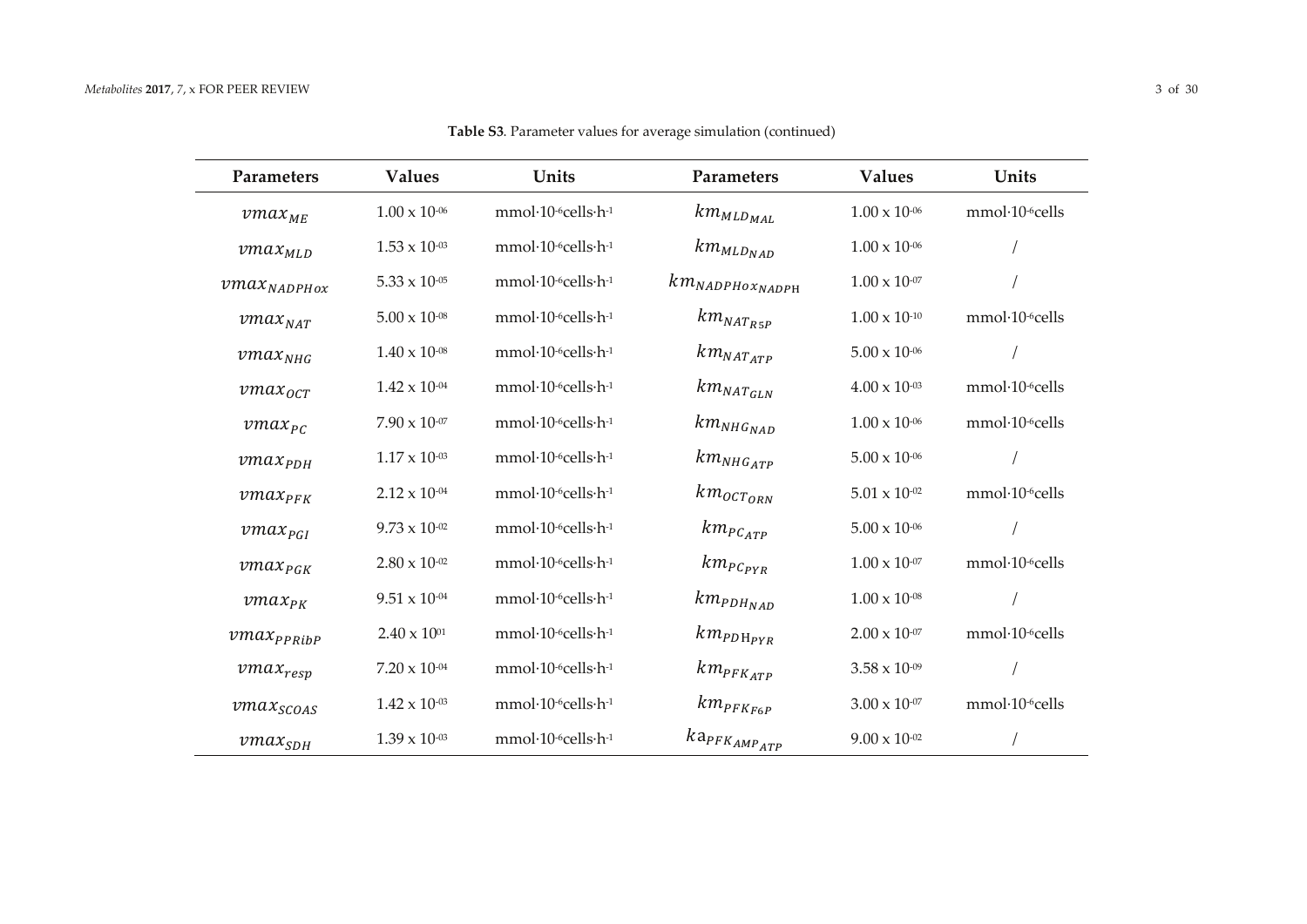**Table S3**. Parameter values for average simulation (continued)

| Parameters | Values | Units | Parameters | Values | Units |
|---|---|---|---|---|---|
| $vmax_{ME}$ | $1.00 \times 10^{-06}$ | $mmol \cdot 10^{-6} cells \cdot h^{-1}$ | $km_{MLD_{MAL}}$ | $1.00 \times 10^{-06}$ | $mmol \cdot 10^{-6} cells$ |
| $vmax_{MLD}$ | $1.53 \times 10^{-03}$ | $mmol \cdot 10^{-6} cells \cdot h^{-1}$ | $km_{MLD_{NAD}}$ | $1.00 \times 10^{-06}$ | / |
| $vmax_{NADPHox}$ | $5.33 \times 10^{-05}$ | $mmol \cdot 10^{-6} cells \cdot h^{-1}$ | $km_{NADPHox_{NADPH}}$ | $1.00 \times 10^{-07}$ | / |
| $vmax_{NAT}$ | $5.00 \times 10^{-08}$ | $mmol \cdot 10^{-6} cells \cdot h^{-1}$ | $km_{NAT_{R5P}}$ | $1.00 \times 10^{-10}$ | $mmol \cdot 10^{-6} cells$ |
| $vmax_{NHG}$ | $1.40 \times 10^{-08}$ | $mmol \cdot 10^{-6} cells \cdot h^{-1}$ | $km_{NAT_{ATP}}$ | $5.00 \times 10^{-06}$ | / |
| $vmax_{OCT}$ | $1.42 \times 10^{-04}$ | $mmol \cdot 10^{-6} cells \cdot h^{-1}$ | $km_{NAT_{GLN}}$ | $4.00 \times 10^{-03}$ | $mmol \cdot 10^{-6} cells$ |
| $vmax_{PC}$ | $7.90 \times 10^{-07}$ | $mmol \cdot 10^{-6} cells \cdot h^{-1}$ | $km_{NHG_{NAD}}$ | $1.00 \times 10^{-06}$ | $mmol \cdot 10^{-6} cells$ |
| $vmax_{PDH}$ | $1.17 \times 10^{-03}$ | $mmol \cdot 10^{-6} cells \cdot h^{-1}$ | $km_{NHG_{ATP}}$ | $5.00 \times 10^{-06}$ | / |
| $vmax_{PFK}$ | $2.12 \times 10^{-04}$ | $mmol \cdot 10^{-6} cells \cdot h^{-1}$ | $km_{OCT_{ORN}}$ | $5.01 \times 10^{-02}$ | $mmol \cdot 10^{-6} cells$ |
| $vmax_{PGI}$ | $9.73 \times 10^{-02}$ | $mmol \cdot 10^{-6} cells \cdot h^{-1}$ | $km_{PC_{ATP}}$ | $5.00 \times 10^{-06}$ | / |
| $vmax_{PGK}$ | $2.80 \times 10^{-02}$ | $mmol \cdot 10^{-6} cells \cdot h^{-1}$ | $km_{PC_{PYR}}$ | $1.00 \times 10^{-07}$ | $mmol \cdot 10^{-6} cells$ |
| $vmax_{PK}$ | $9.51 \times 10^{-04}$ | $mmol \cdot 10^{-6} cells \cdot h^{-1}$ | $km_{PDH_{NAD}}$ | $1.00 \times 10^{-08}$ | / |
| $vmax_{PPRibP}$ | $2.40 \times 10^{01}$ | $mmol \cdot 10^{-6} cells \cdot h^{-1}$ | $km_{PDH_{PYR}}$ | $2.00 \times 10^{-07}$ | $mmol \cdot 10^{-6} cells$ |
| $vmax_{resp}$ | $7.20 \times 10^{-04}$ | $mmol \cdot 10^{-6} cells \cdot h^{-1}$ | $km_{PFK_{ATP}}$ | $3.58 \times 10^{-09}$ | / |
| $vmax_{SCOAS}$ | $1.42 \times 10^{-03}$ | $mmol \cdot 10^{-6} cells \cdot h^{-1}$ | $km_{PFK_{F6P}}$ | $3.00 \times 10^{-07}$ | $mmol \cdot 10^{-6} cells$ |
| $vmax_{SDH}$ | $1.39 \times 10^{-03}$ | $mmol \cdot 10^{-6} cells \cdot h^{-1}$ | $ka_{PFK_{AMP_{ATP}}}$ | $9.00 \times 10^{-02}$ | / |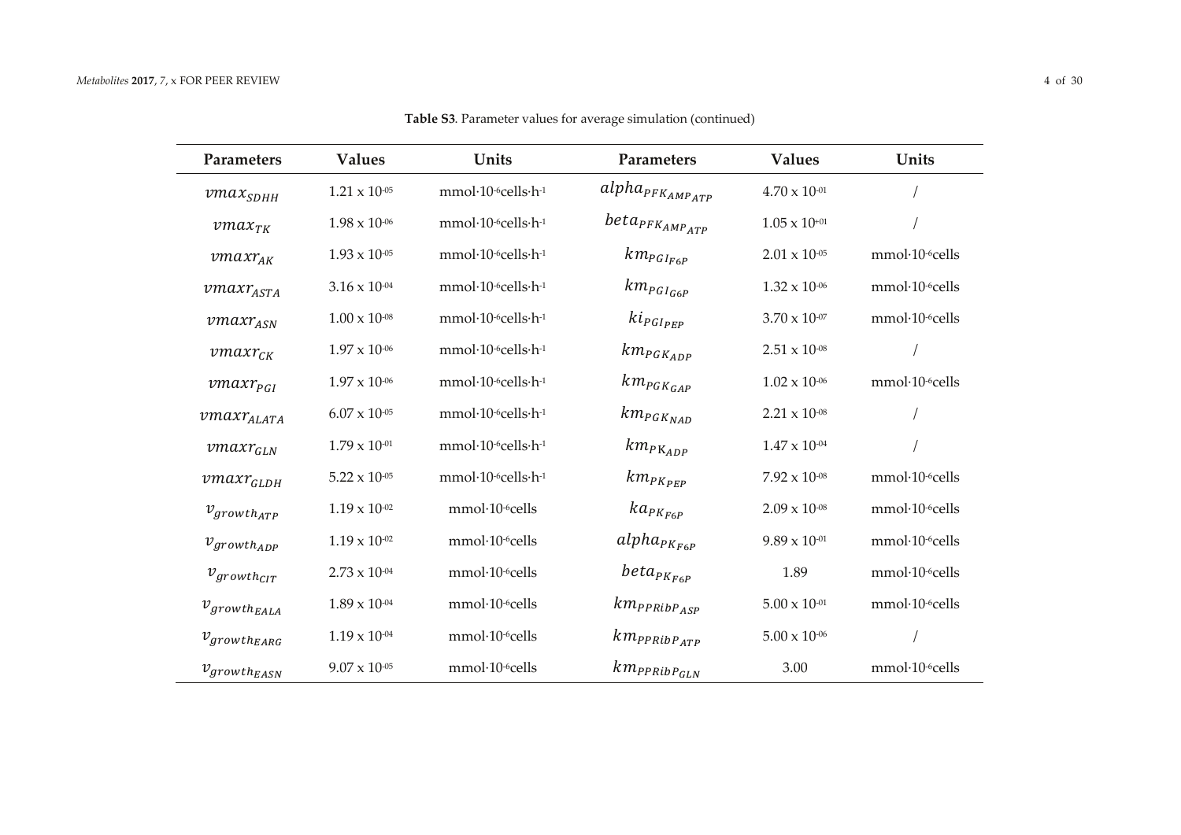**Table S3**. Parameter values for average simulation (continued)

| Parameters | Values | Units | Parameters | Values | Units |
|---|---|---|---|---|---|
| $vmax_{SDHH}$ | $1.21 \times 10^{-05}$ | $mmol \cdot 10^{-6} cells \cdot h^{-1}$ | $alpha_{PFK_{AMP_{ATP}}}$ | $4.70 \times 10^{-01}$ | / |
| $vmax_{TK}$ | $1.98 \times 10^{-06}$ | $mmol \cdot 10^{-6} cells \cdot h^{-1}$ | $beta_{PFK_{AMP_{ATP}}}$ | $1.05 \times 10^{+01}$ | / |
| $vmaxr_{AK}$ | $1.93 \times 10^{-05}$ | $mmol \cdot 10^{-6} cells \cdot h^{-1}$ | $km_{PGI_{F6P}}$ | $2.01 \times 10^{-05}$ | $mmol \cdot 10^{-6} cells$ |
| $vmaxr_{ASTA}$ | $3.16 \times 10^{-04}$ | $mmol \cdot 10^{-6} cells \cdot h^{-1}$ | $km_{PGI_{G6P}}$ | $1.32 \times 10^{-06}$ | $mmol \cdot 10^{-6} cells$ |
| $vmaxr_{ASN}$ | $1.00 \times 10^{-08}$ | $mmol \cdot 10^{-6} cells \cdot h^{-1}$ | $ki_{PGI_{PEP}}$ | $3.70 \times 10^{-07}$ | $mmol \cdot 10^{-6} cells$ |
| $vmaxr_{CK}$ | $1.97 \times 10^{-06}$ | $mmol \cdot 10^{-6} cells \cdot h^{-1}$ | $km_{PGK_{ADP}}$ | $2.51 \times 10^{-08}$ | / |
| $vmaxr_{PGI}$ | $1.97 \times 10^{-06}$ | $mmol \cdot 10^{-6} cells \cdot h^{-1}$ | $km_{PGK_{GAP}}$ | $1.02 \times 10^{-06}$ | $mmol \cdot 10^{-6} cells$ |
| $vmaxr_{ALATA}$ | $6.07 \times 10^{-05}$ | $mmol \cdot 10^{-6} cells \cdot h^{-1}$ | $km_{PGK_{NAD}}$ | $2.21 \times 10^{-08}$ | / |
| $vmaxr_{GLN}$ | $1.79 \times 10^{-01}$ | $mmol \cdot 10^{-6} cells \cdot h^{-1}$ | $km_{PK_{ADP}}$ | $1.47 \times 10^{-04}$ | / |
| $vmaxr_{GLDH}$ | $5.22 \times 10^{-05}$ | $mmol \cdot 10^{-6} cells \cdot h^{-1}$ | $km_{PK_{PEP}}$ | $7.92 \times 10^{-08}$ | $mmol \cdot 10^{-6} cells$ |
| $v_{growth_{ATP}}$ | $1.19 \times 10^{-02}$ | $mmol \cdot 10^{-6} cells$ | $ka_{PK_{F6P}}$ | $2.09 \times 10^{-08}$ | $mmol \cdot 10^{-6} cells$ |
| $v_{growth_{ADP}}$ | $1.19 \times 10^{-02}$ | $mmol \cdot 10^{-6} cells$ | $alpha_{PK_{F6P}}$ | $9.89 \times 10^{-01}$ | $mmol \cdot 10^{-6} cells$ |
| $v_{growth_{CIT}}$ | $2.73 \times 10^{-04}$ | $mmol \cdot 10^{-6} cells$ | $beta_{PK_{F6P}}$ | 1.89 | $mmol \cdot 10^{-6} cells$ |
| $v_{growth_{EALA}}$ | $1.89 \times 10^{-04}$ | $mmol \cdot 10^{-6} cells$ | $km_{PPRibP_{ASP}}$ | $5.00 \times 10^{-01}$ | $mmol \cdot 10^{-6} cells$ |
| $v_{growth_{EARG}}$ | $1.19 \times 10^{-04}$ | $mmol \cdot 10^{-6} cells$ | $km_{PPRibP_{ATP}}$ | $5.00 \times 10^{-06}$ | / |
| $v_{growth_{EASN}}$ | $9.07 \times 10^{-05}$ | $mmol \cdot 10^{-6} cells$ | $km_{PPRibP_{GLN}}$ | 3.00 | $mmol \cdot 10^{-6} cells$ |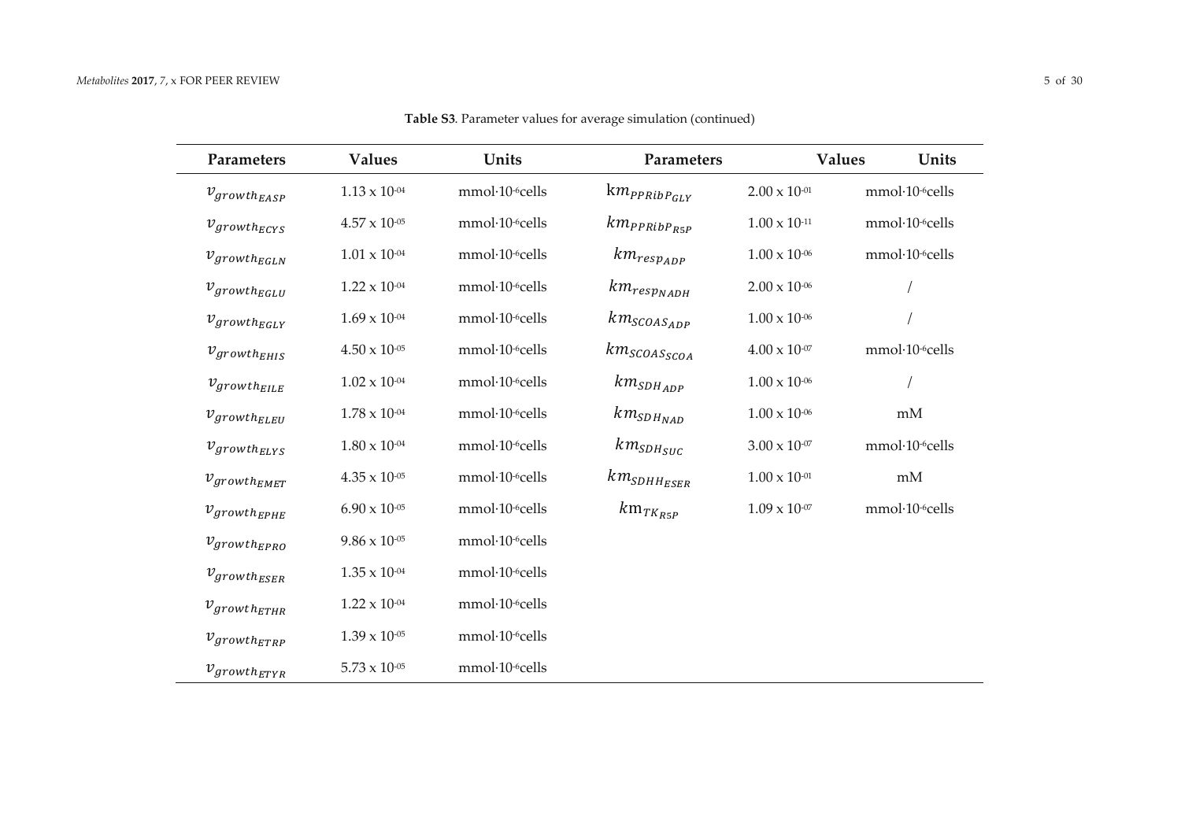**Table S3**. Parameter values for average simulation (continued)

| Parameters | Values | Units | Parameters | Values | Units |
|---|---|---|---|---|---|
| $v_{growth_{EASP}}$ | $1.13 \times 10^{-04}$ | mmol·$10^{-6}$cells | $km_{PPRibP_{GLY}}$ | $2.00 \times 10^{-01}$ | mmol·$10^{-6}$cells |
| $v_{growth_{ECYS}}$ | $4.57 \times 10^{-05}$ | mmol·$10^{-6}$cells | $km_{PPRibP_{R5P}}$ | $1.00 \times 10^{-11}$ | mmol·$10^{-6}$cells |
| $v_{growth_{EGLN}}$ | $1.01 \times 10^{-04}$ | mmol·$10^{-6}$cells | $km_{resp_{ADP}}$ | $1.00 \times 10^{-06}$ | mmol·$10^{-6}$cells |
| $v_{growth_{EGLU}}$ | $1.22 \times 10^{-04}$ | mmol·$10^{-6}$cells | $km_{resp_{NADH}}$ | $2.00 \times 10^{-06}$ | / |
| $v_{growth_{EGLY}}$ | $1.69 \times 10^{-04}$ | mmol·$10^{-6}$cells | $km_{SCOAS_{ADP}}$ | $1.00 \times 10^{-06}$ | / |
| $v_{growth_{EHIS}}$ | $4.50 \times 10^{-05}$ | mmol·$10^{-6}$cells | $km_{SCOAS_{SCOA}}$ | $4.00 \times 10^{-07}$ | mmol·$10^{-6}$cells |
| $v_{growth_{EILE}}$ | $1.02 \times 10^{-04}$ | mmol·$10^{-6}$cells | $km_{SDH_{ADP}}$ | $1.00 \times 10^{-06}$ | / |
| $v_{growth_{ELEU}}$ | $1.78 \times 10^{-04}$ | mmol·$10^{-6}$cells | $km_{SDH_{NAD}}$ | $1.00 \times 10^{-06}$ | mM |
| $v_{growth_{ELYS}}$ | $1.80 \times 10^{-04}$ | mmol·$10^{-6}$cells | $km_{SDH_{SUC}}$ | $3.00 \times 10^{-07}$ | mmol·$10^{-6}$cells |
| $v_{growth_{EMET}}$ | $4.35 \times 10^{-05}$ | mmol·$10^{-6}$cells | $km_{SDHH_{ESER}}$ | $1.00 \times 10^{-01}$ | mM |
| $v_{growth_{EPHE}}$ | $6.90 \times 10^{-05}$ | mmol·$10^{-6}$cells | $km_{TK_{R5P}}$ | $1.09 \times 10^{-07}$ | mmol·$10^{-6}$cells |
| $v_{growth_{EPRO}}$ | $9.86 \times 10^{-05}$ | mmol·$10^{-6}$cells | | | |
| $v_{growth_{ESER}}$ | $1.35 \times 10^{-04}$ | mmol·$10^{-6}$cells | | | |
| $v_{growth_{ETHR}}$ | $1.22 \times 10^{-04}$ | mmol·$10^{-6}$cells | | | |
| $v_{growth_{ETRP}}$ | $1.39 \times 10^{-05}$ | mmol·$10^{-6}$cells | | | |
| $v_{growth_{ETYR}}$ | $5.73 \times 10^{-05}$ | mmol·$10^{-6}$cells | | | |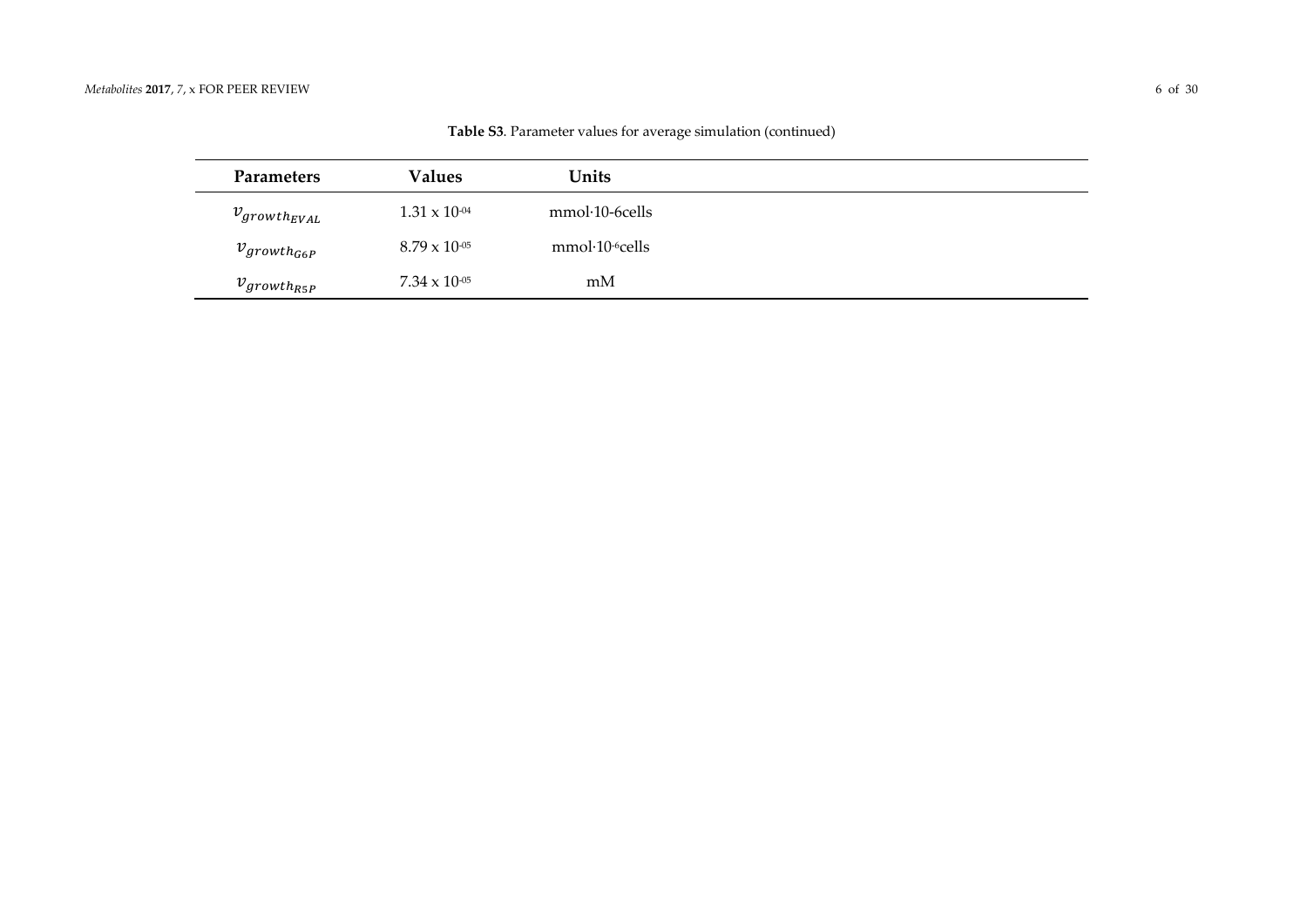**Table S3**. Parameter values for average simulation (continued)

| Parameters | Values | Units |
|---|---|---|
| $v_{growth_{EVAL}}$ | $1.31 \times 10^{-04}$ | mmol·10-6cells |
| $v_{growth_{G6P}}$ | $8.79 \times 10^{-05}$ | mmol·$10^{-6}$cells |
| $v_{growth_{R5P}}$ | $7.34 \times 10^{-05}$ | mM |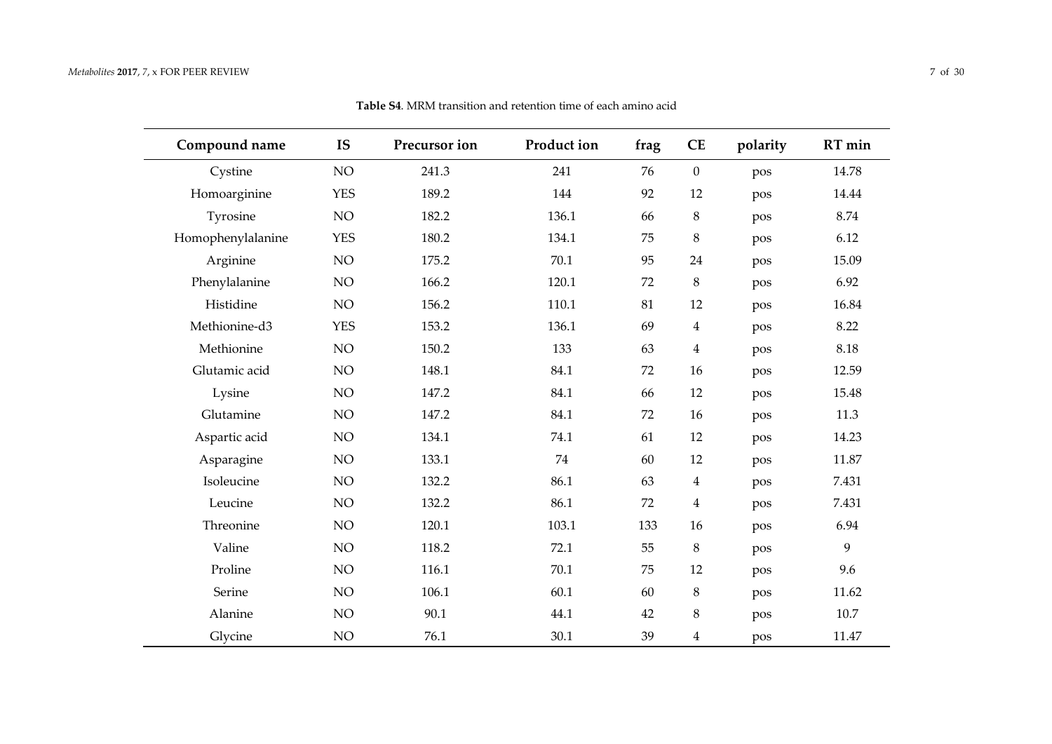**Table S4**. MRM transition and retention time of each amino acid

| Compound name | IS | Precursor ion | Product ion | frag | CE | polarity | RT min |
|---|---|---|---|---|---|---|---|
| Cystine | NO | 241.3 | 241 | 76 | 0 | pos | 14.78 |
| Homoarginine | YES | 189.2 | 144 | 92 | 12 | pos | 14.44 |
| Tyrosine | NO | 182.2 | 136.1 | 66 | 8 | pos | 8.74 |
| Homophenylalanine | YES | 180.2 | 134.1 | 75 | 8 | pos | 6.12 |
| Arginine | NO | 175.2 | 70.1 | 95 | 24 | pos | 15.09 |
| Phenylalanine | NO | 166.2 | 120.1 | 72 | 8 | pos | 6.92 |
| Histidine | NO | 156.2 | 110.1 | 81 | 12 | pos | 16.84 |
| Methionine-d3 | YES | 153.2 | 136.1 | 69 | 4 | pos | 8.22 |
| Methionine | NO | 150.2 | 133 | 63 | 4 | pos | 8.18 |
| Glutamic acid | NO | 148.1 | 84.1 | 72 | 16 | pos | 12.59 |
| Lysine | NO | 147.2 | 84.1 | 66 | 12 | pos | 15.48 |
| Glutamine | NO | 147.2 | 84.1 | 72 | 16 | pos | 11.3 |
| Aspartic acid | NO | 134.1 | 74.1 | 61 | 12 | pos | 14.23 |
| Asparagine | NO | 133.1 | 74 | 60 | 12 | pos | 11.87 |
| Isoleucine | NO | 132.2 | 86.1 | 63 | 4 | pos | 7.431 |
| Leucine | NO | 132.2 | 86.1 | 72 | 4 | pos | 7.431 |
| Threonine | NO | 120.1 | 103.1 | 133 | 16 | pos | 6.94 |
| Valine | NO | 118.2 | 72.1 | 55 | 8 | pos | 9 |
| Proline | NO | 116.1 | 70.1 | 75 | 12 | pos | 9.6 |
| Serine | NO | 106.1 | 60.1 | 60 | 8 | pos | 11.62 |
| Alanine | NO | 90.1 | 44.1 | 42 | 8 | pos | 10.7 |
| Glycine | NO | 76.1 | 30.1 | 39 | 4 | pos | 11.47 |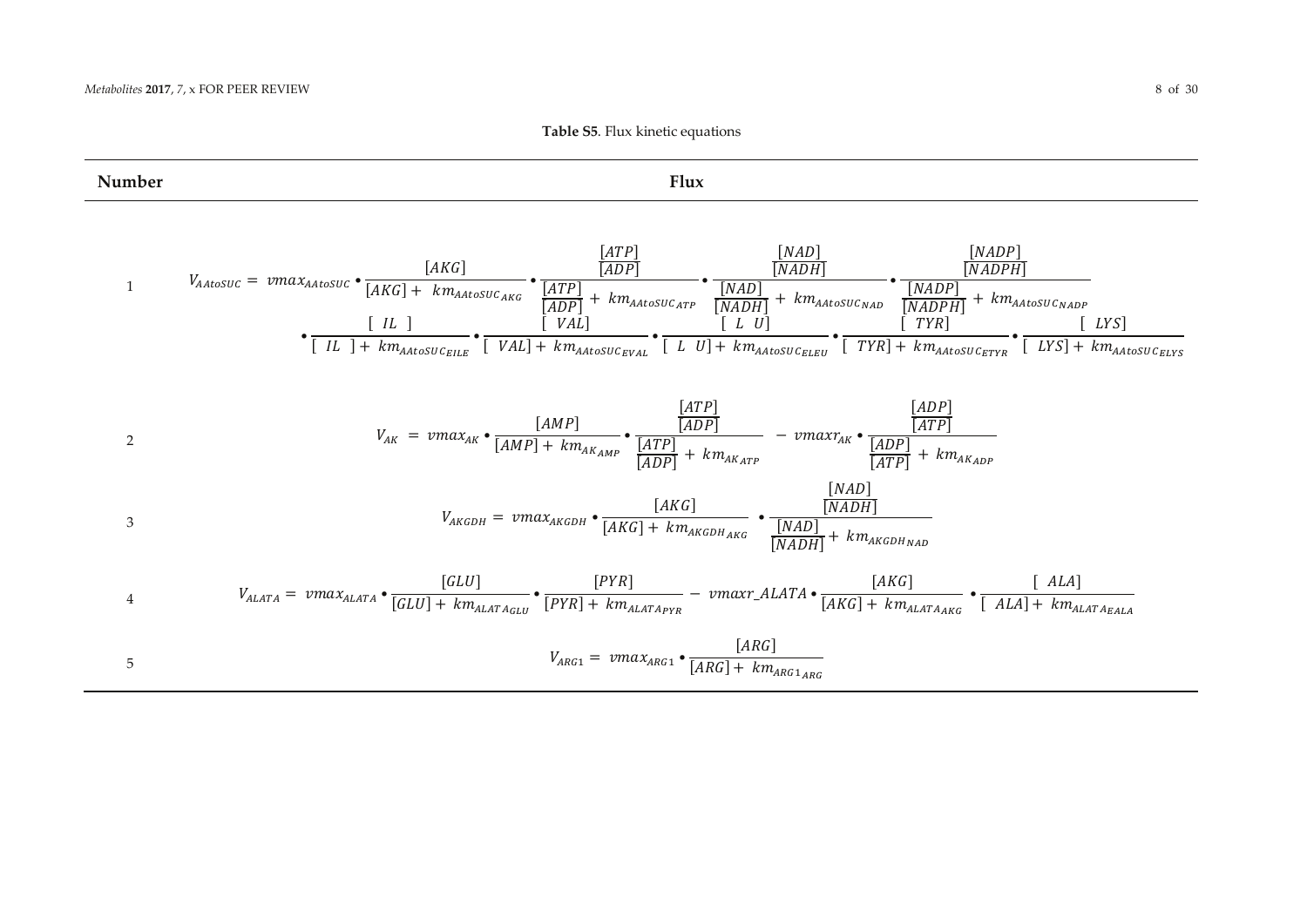**Table S5**. Flux kinetic equations

| Number | Flux |
|---|---|
| 1 | $V_{AAtoSUC} = vmax_{AAtoSUC} \bullet \frac{[AKG]}{[AKG] + km_{AAtoSUC_{AKG}}} \bullet \frac{\frac{[ATP]}{[ADP]}}{\frac{[ATP]}{[ADP]} + km_{AAtoSUC_{ATP}}} \bullet \frac{\frac{[NAD]}{[NADH]}}{\frac{[NAD]}{[NADH]} + km_{AAtoSUC_{NAD}}} \bullet \frac{\frac{[NADP]}{[NADPH]}}{\frac{[NADP]}{[NADPH]} + km_{AAtoSUC_{NADP}}} \bullet \frac{[IL]}{[IL] + km_{AAtoSUC_{EILE}}} \bullet \frac{[VAL]}{[VAL] + km_{AAtoSUC_{EVAL}}} \bullet \frac{[LU]}{[LU] + km_{AAtoSUC_{ELEU}}} \bullet \frac{[TYR]}{[TYR] + km_{AAtoSUC_{ETYR}}} \bullet \frac{[LYS]}{[LYS] + km_{AAtoSUC_{ELYS}}}$ |
| 2 | $V_{AK} = vmax_{AK} \bullet \frac{[AMP]}{[AMP] + km_{AK_{AMP}}} \bullet \frac{\frac{[ATP]}{[ADP]}}{\frac{[ATP]}{[ADP]} + km_{AK_{ATP}}} - vmaxr_{AK} \bullet \frac{\frac{[ADP]}{[ATP]}}{\frac{[ADP]}{[ATP]} + km_{AK_{ADP}}}$ |
| 3 | $V_{AKGDH} = vmax_{AKGDH} \bullet \frac{[AKG]}{[AKG] + km_{AKGDH_{AKG}}} \bullet \frac{\frac{[NAD]}{[NADH]}}{\frac{[NAD]}{[NADH]} + km_{AKGDH_{NAD}}}$ |
| 4 | $V_{ALATA} = vmax_{ALATA} \bullet \frac{[GLU]}{[GLU] + km_{ALATA_{GLU}}} \bullet \frac{[PYR]}{[PYR] + km_{ALATA_{PYR}}} - vmaxr\_ALATA \bullet \frac{[AKG]}{[AKG] + km_{ALATA_{AKG}}} \bullet \frac{[ALA]}{[ALA] + km_{ALATA_{EALA}}}$ |
| 5 | $V_{ARG1} = vmax_{ARG1} \bullet \frac{[ARG]}{[ARG] + km_{ARG1_{ARG}}}$ |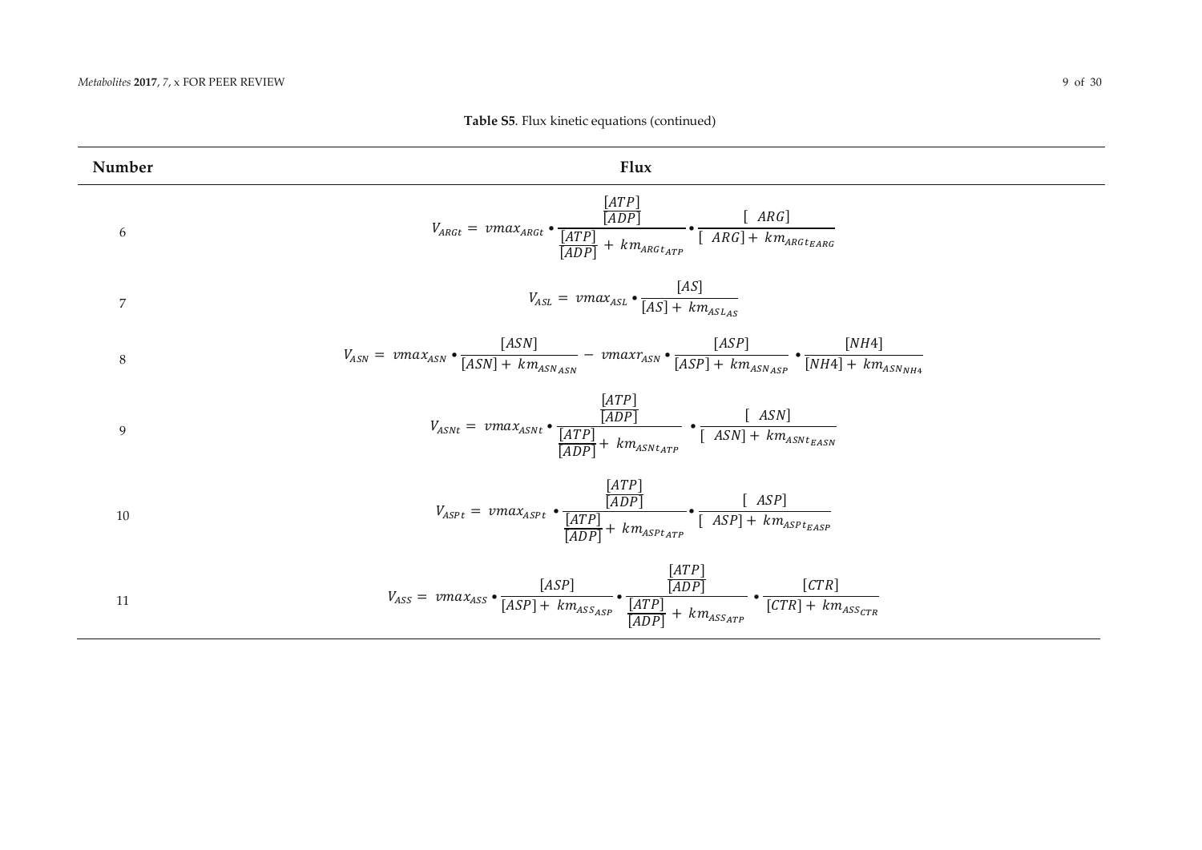**Table S5**. Flux kinetic equations (continued)

| Number | Flux |
|---|---|
| 6 | $V_{ARGt} = vmax_{ARGt} \bullet \frac{\frac{[ATP]}{[ADP]}}{\frac{[ATP]}{[ADP]} + km_{ARGt_{ATP}}} \bullet \frac{[ARG]}{[ARG] + km_{ARGt_{EARG}}}$ |
| 7 | $V_{ASL} = vmax_{ASL} \bullet \frac{[AS]}{[AS] + km_{ASL_{AS}}}$ |
| 8 | $V_{ASN} = vmax_{ASN} \bullet \frac{[ASN]}{[ASN] + km_{ASN_{ASN}}} - vmaxr_{ASN} \bullet \frac{[ASP]}{[ASP] + km_{ASN_{ASP}}} \bullet \frac{[NH4]}{[NH4] + km_{ASN_{NH4}}}$ |
| 9 | $V_{ASNt} = vmax_{ASNt} \bullet \frac{\frac{[ATP]}{[ADP]}}{\frac{[ATP]}{[ADP]} + km_{ASNt_{ATP}}} \bullet \frac{[ASN]}{[ASN] + km_{ASNt_{EASN}}}$ |
| 10 | $V_{ASPt} = vmax_{ASPt} \bullet \frac{\frac{[ATP]}{[ADP]}}{\frac{[ATP]}{[ADP]} + km_{ASPt_{ATP}}} \bullet \frac{[ASP]}{[ASP] + km_{ASPt_{EASP}}}$ |
| 11 | $V_{ASS} = vmax_{ASS} \bullet \frac{[ASP]}{[ASP] + km_{ASS_{ASP}}} \bullet \frac{\frac{[ATP]}{[ADP]}}{\frac{[ATP]}{[ADP]} + km_{ASS_{ATP}}} \bullet \frac{[CTR]}{[CTR] + km_{ASS_{CTR}}}$ |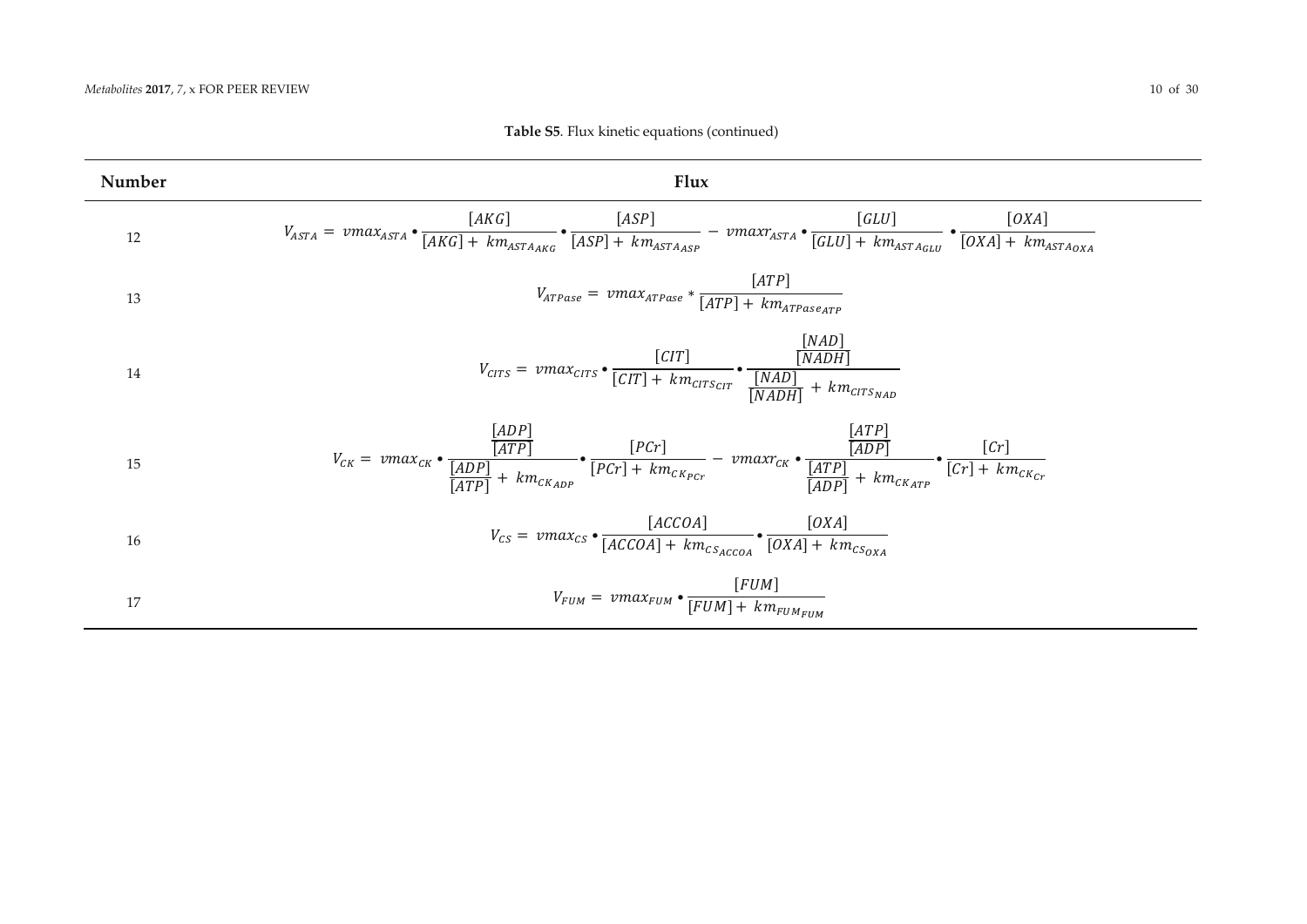**Table S5**. Flux kinetic equations (continued)

| Number | Flux |
| --- | --- |
| 12 | $V_{ASTA} = vmax_{ASTA} \bullet \frac{[AKG]}{[AKG] + km_{ASTA_{AKG}}} \bullet \frac{[ASP]}{[ASP] + km_{ASTA_{ASP}}} - vmaxr_{ASTA} \bullet \frac{[GLU]}{[GLU] + km_{ASTA_{GLU}}} \bullet \frac{[OXA]}{[OXA] + km_{ASTA_{OXA}}}$ |
| 13 | $V_{ATPase} = vmax_{ATPase} * \frac{[ATP]}{[ATP] + km_{ATPase_{ATP}}}$ |
| 14 | $V_{CITS} = vmax_{CITS} \bullet \frac{[CIT]}{[CIT] + km_{CITS_{CIT}}} \bullet \frac{\frac{[NAD]}{[NADH]}}{\frac{[NAD]}{[NADH]} + km_{CITS_{NAD}}}$ |
| 15 | $V_{CK} = vmax_{CK} \bullet \frac{\frac{[ADP]}{[ATP]}}{\frac{[ADP]}{[ATP]} + km_{CK_{ADP}}} \bullet \frac{[PCr]}{[PCr] + km_{CK_{PCr}}} - vmaxr_{CK} \bullet \frac{\frac{[ATP]}{[ADP]}}{\frac{[ATP]}{[ADP]} + km_{CK_{ATP}}} \bullet \frac{[Cr]}{[Cr] + km_{CK_{Cr}}}$ |
| 16 | $V_{CS} = vmax_{CS} \bullet \frac{[ACCOA]}{[ACCOA] + km_{CS_{ACCOA}}} \bullet \frac{[OXA]}{[OXA] + km_{CS_{OXA}}}$ |
| 17 | $V_{FUM} = vmax_{FUM} \bullet \frac{[FUM]}{[FUM] + km_{FUM_{FUM}}}$ |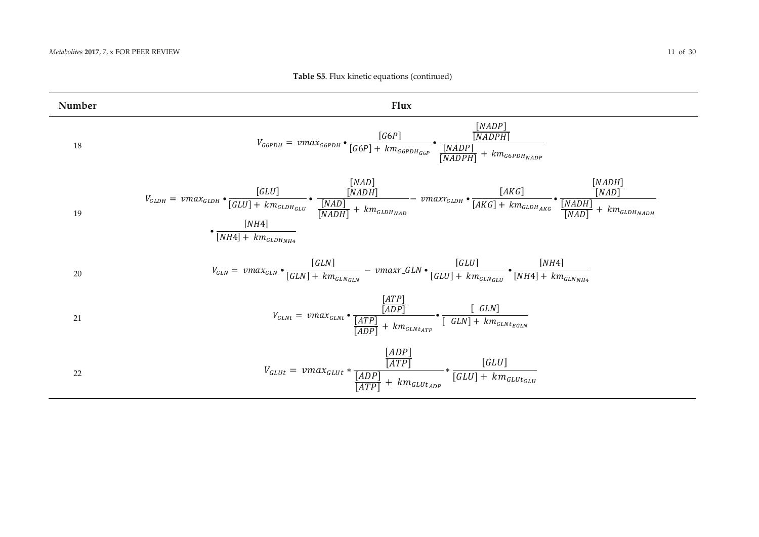**Table S5**. Flux kinetic equations (continued)

| Number | Flux |
|---|---|
| 18 | $V_{G6PDH} = vmax_{G6PDH} \bullet \frac{[G6P]}{[G6P] + km_{G6PDH_{G6P}}} \bullet \frac{\frac{[NADP]}{[NADPH]}}{\frac{[NADP]}{[NADPH]} + km_{G6PDH_{NADP}}}$ |
| 19 | $V_{GLDH} = vmax_{GLDH} \bullet \frac{[GLU]}{[GLU] + km_{GLDH_{GLU}}} \bullet \frac{\frac{[NAD]}{[NADH]}}{\frac{[NAD]}{[NADH]} + km_{GLDH_{NAD}}} - vmaxr_{GLDH} \bullet \frac{[AKG]}{[AKG] + km_{GLDH_{AKG}}} \bullet \frac{\frac{[NADH]}{[NAD]}}{\frac{[NADH]}{[NAD]} + km_{GLDH_{NADH}}} \bullet \frac{[NH4]}{[NH4] + km_{GLDH_{NH4}}}$ |
| 20 | $V_{GLN} = vmax_{GLN} \bullet \frac{[GLN]}{[GLN] + km_{GLN_{GLN}}} - vmaxr\_GLN \bullet \frac{[GLU]}{[GLU] + km_{GLN_{GLU}}} \bullet \frac{[NH4]}{[NH4] + km_{GLN_{NH4}}}$ |
| 21 | $V_{GLNt} = vmax_{GLNt} \bullet \frac{\frac{[ATP]}{[ADP]}}{\frac{[ATP]}{[ADP]} + km_{GLNt_{ATP}}} \bullet \frac{[\ GLN]}{[\ GLN] + km_{GLNt_{EGLN}}}$ |
| 22 | $V_{GLUt} = vmax_{GLUt} * \frac{\frac{[ADP]}{[ATP]}}{\frac{[ADP]}{[ATP]} + km_{GLUt_{ADP}}} * \frac{[GLU]}{[GLU] + km_{GLUt_{GLU}}}$ |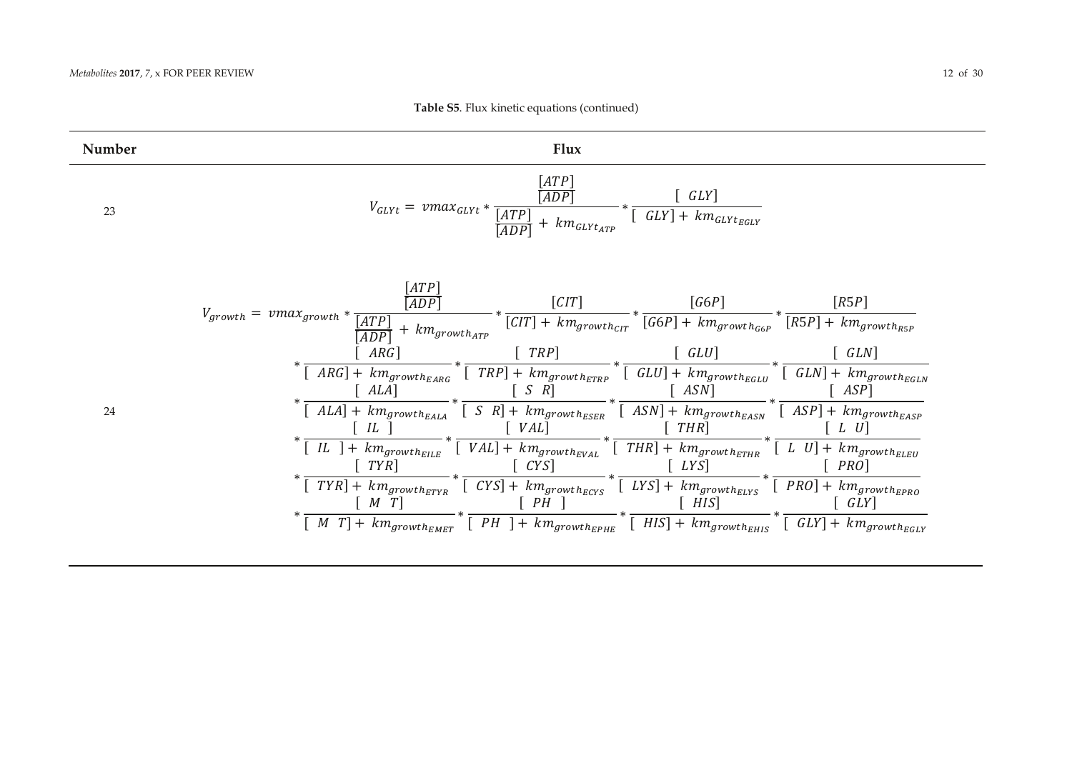**Table S5**. Flux kinetic equations (continued)

| Number | Flux |
| --- | --- |
| 23 | $V_{GLYt} = vmax_{GLYt} * \frac{\frac{[ATP]}{[ADP]}}{\frac{[ATP]}{[ADP]} + km_{GLYt_{ATP}}} * \frac{[\ GLY]}{[\ GLY] + km_{GLYt_{EGLY}}}$ |
| 24 | $V_{growth} = vmax_{growth} * \frac{\frac{[ATP]}{[ADP]}}{\frac{[ATP]}{[ADP]} + km_{growth_{ATP}}} * \frac{[CIT]}{[CIT] + km_{growth_{CIT}}} * \frac{[G6P]}{[G6P] + km_{growth_{G6P}}} * \frac{[R5P]}{[R5P] + km_{growth_{R5P}}} * \frac{[\ ARG]}{[\ ARG] + km_{growth_{EARG}}} * \frac{[\ TRP]}{[\ TRP] + km_{growth_{ETRP}}} * \frac{[\ GLU]}{[\ GLU] + km_{growth_{EGLU}}} * \frac{[\ GLN]}{[\ GLN] + km_{growth_{EGLN}}} * \frac{[\ ALA]}{[\ ALA] + km_{growth_{EALA}}} * \frac{[\ S\ \ R]}{[\ S\ \ R] + km_{growth_{ESER}}} * \frac{[\ ASN]}{[\ ASN] + km_{growth_{EASN}}} * \frac{[\ ASP]}{[\ ASP] + km_{growth_{EASP}}} * \frac{[\ IL\ \ ]}{[\ IL\ \ ] + km_{growth_{EILE}}} * \frac{[\ VAL]}{[\ VAL] + km_{growth_{EVAL}}} * \frac{[\ THR]}{[\ THR] + km_{growth_{ETHR}}} * \frac{[\ L\ \ U]}{[\ L\ \ U] + km_{growth_{ELEU}}} * \frac{[\ TYR]}{[\ TYR] + km_{growth_{ETYR}}} * \frac{[\ CYS]}{[\ CYS] + km_{growth_{ECYS}}} * \frac{[\ LYS]}{[\ LYS] + km_{growth_{ELYS}}} * \frac{[\ PRO]}{[\ PRO] + km_{growth_{EPRO}}} * \frac{[\ M\ \ T]}{[\ M\ \ T] + km_{growth_{EMET}}} * \frac{[\ PH\ \ ]}{[\ PH\ \ ] + km_{growth_{EPHE}}} * \frac{[\ HIS]}{[\ HIS] + km_{growth_{EHIS}}} * \frac{[\ GLY]}{[\ GLY] + km_{growth_{EGLY}}}$ |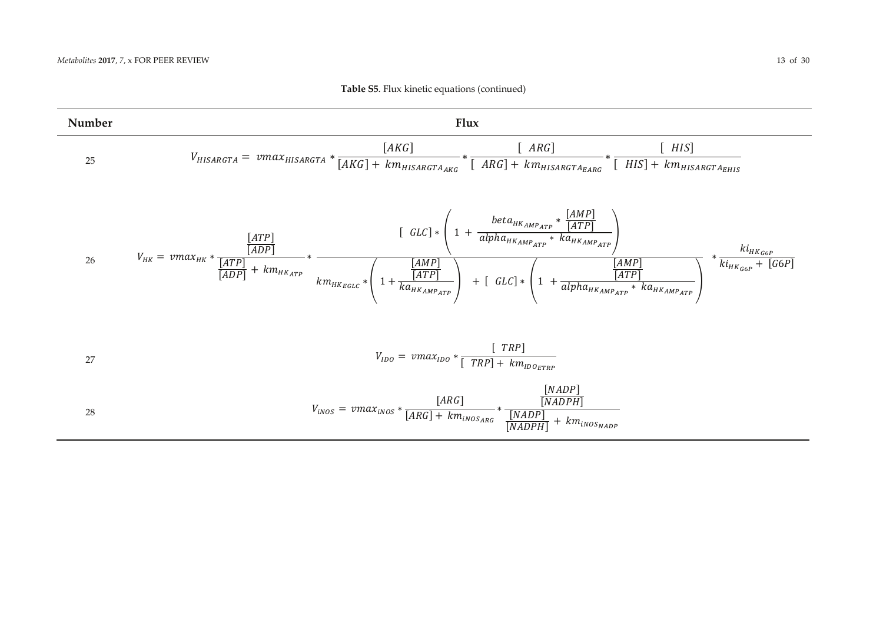**Table S5**. Flux kinetic equations (continued)

| Number | Flux |
|---|---|
| 25 | $V_{HISARGTA} = vmax_{HISARGTA} * \frac{[AKG]}{[AKG] + km_{HISARGTA_{AKG}}} * \frac{[ARG]}{[ARG] + km_{HISARGTA_{EARG}}} * \frac{[HIS]}{[HIS] + km_{HISARGTA_{EHIS}}}$ |
| 26 | $V_{HK} = vmax_{HK} * \frac{\frac{[ATP]}{[ADP]}}{\frac{[ATP]}{[ADP]} + km_{HK_{ATP}}} * \frac{[GLC] * \left(1 + \frac{beta_{HK_{AMP_{ATP}}} * \frac{[AMP]}{[ATP]}}{alpha_{HK_{AMP_{ATP}}} * ka_{HK_{AMP_{ATP}}}}\right)}{km_{HK_{EGLC}} * \left(1 + \frac{\frac{[AMP]}{[ATP]}}{ka_{HK_{AMP_{ATP}}}}\right) + [GLC] * \left(1 + \frac{\frac{[AMP]}{[ATP]}}{alpha_{HK_{AMP_{ATP}}} * ka_{HK_{AMP_{ATP}}}}\right)} * \frac{ki_{HK_{G6P}}}{ki_{HK_{G6P}} + [G6P]}$ |
| 27 | $V_{IDO} = vmax_{IDO} * \frac{[TRP]}{[TRP] + km_{IDO_{ETRP}}}$ |
| 28 | $V_{iNOS} = vmax_{iNOS} * \frac{[ARG]}{[ARG] + km_{iNOS_{ARG}}} * \frac{\frac{[NADP]}{[NADPH]}}{\frac{[NADP]}{[NADPH]} + km_{iNOS_{NADP}}}$ |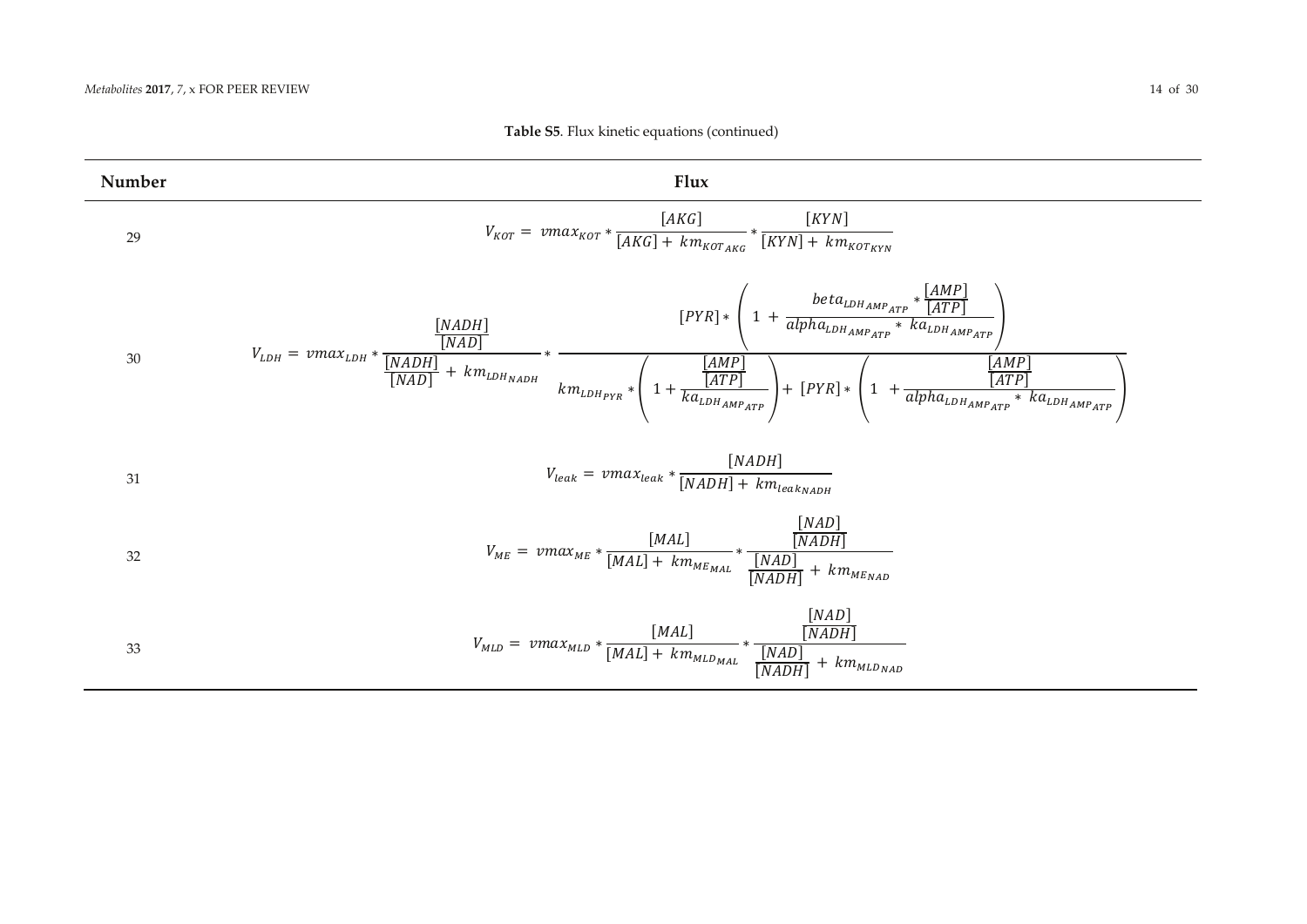**Table S5**. Flux kinetic equations (continued)

| Number | Flux |
|---|---|
| 29 | $V_{KOT} = vmax_{KOT} * \frac{[AKG]}{[AKG] + km_{KOT_{AKG}}} * \frac{[KYN]}{[KYN] + km_{KOT_{KYN}}}$ |
| 30 | $V_{LDH} = vmax_{LDH} * \frac{\frac{[NADH]}{[NAD]}}{\frac{[NADH]}{[NAD]} + km_{LDH_{NADH}}} * \frac{[PYR] * \left(1 + \frac{beta_{LDH_{AMP_{ATP}}} * \frac{[AMP]}{[ATP]}}{alpha_{LDH_{AMP_{ATP}}} * ka_{LDH_{AMP_{ATP}}}}\right)}{km_{LDH_{PYR}} * \left(1 + \frac{\frac{[AMP]}{[ATP]}}{ka_{LDH_{AMP_{ATP}}}}\right) + [PYR] * \left(1 + \frac{\frac{[AMP]}{[ATP]}}{alpha_{LDH_{AMP_{ATP}}} * ka_{LDH_{AMP_{ATP}}}}\right)}$ |
| 31 | $V_{leak} = vmax_{leak} * \frac{[NADH]}{[NADH] + km_{leak_{NADH}}}$ |
| 32 | $V_{ME} = vmax_{ME} * \frac{[MAL]}{[MAL] + km_{ME_{MAL}}} * \frac{\frac{[NAD]}{[NADH]}}{\frac{[NAD]}{[NADH]} + km_{ME_{NAD}}}$ |
| 33 | $V_{MLD} = vmax_{MLD} * \frac{[MAL]}{[MAL] + km_{MLD_{MAL}}} * \frac{\frac{[NAD]}{[NADH]}}{\frac{[NAD]}{[NADH]} + km_{MLD_{NAD}}}$ |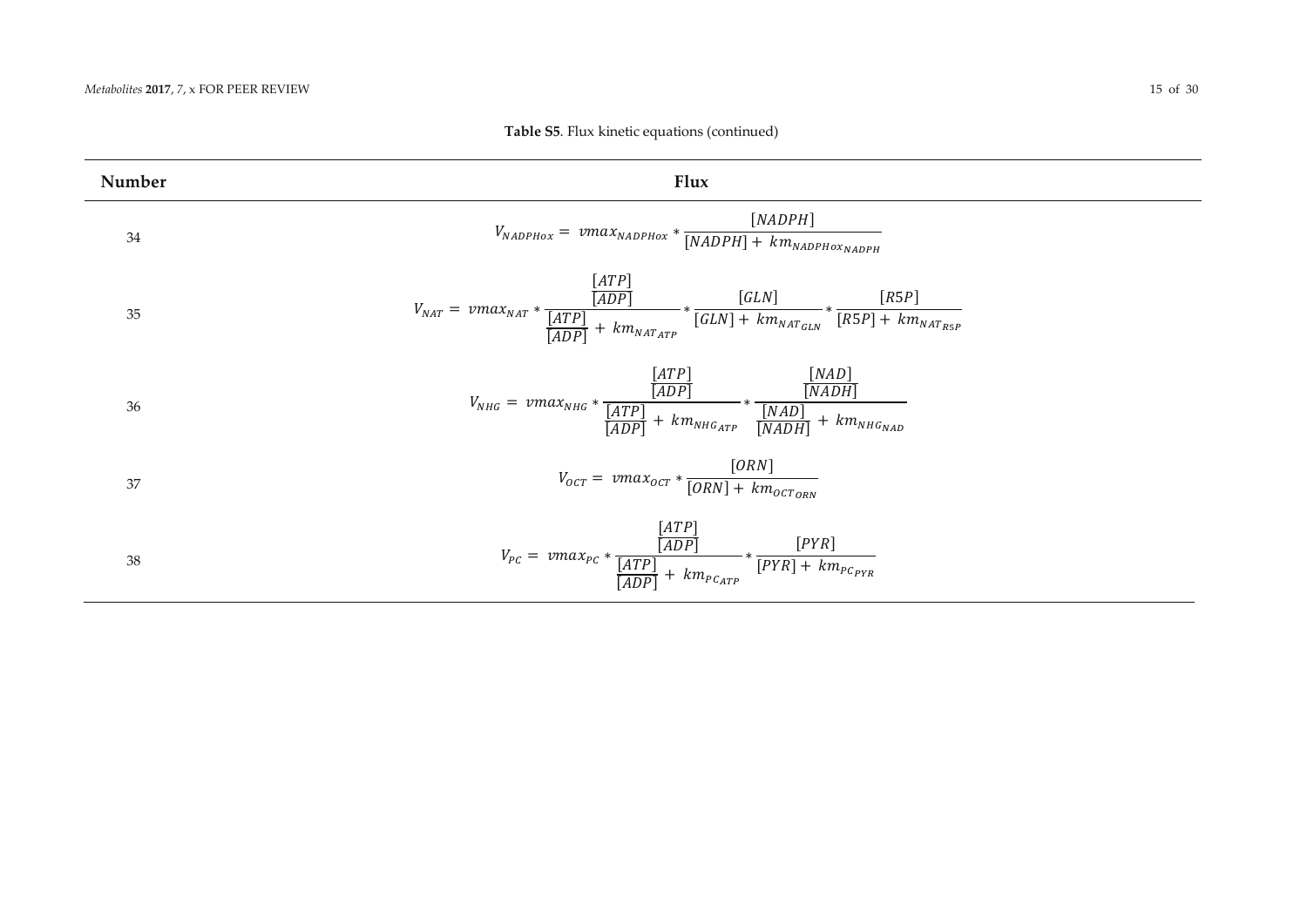**Table S5**. Flux kinetic equations (continued)

| Number | Flux |
| --- | --- |
| 34 | $V_{NADPHox} = vmax_{NADPHox} * \frac{[NADPH]}{[NADPH] + km_{NADPHox_{NADPH}}}$ |
| 35 | $V_{NAT} = vmax_{NAT} * \frac{\frac{[ATP]}{[ADP]}}{\frac{[ATP]}{[ADP]} + km_{NAT_{ATP}}} * \frac{[GLN]}{[GLN] + km_{NAT_{GLN}}} * \frac{[R5P]}{[R5P] + km_{NAT_{R5P}}}$ |
| 36 | $V_{NHG} = vmax_{NHG} * \frac{\frac{[ATP]}{[ADP]}}{\frac{[ATP]}{[ADP]} + km_{NHG_{ATP}}} * \frac{\frac{[NAD]}{[NADH]}}{\frac{[NAD]}{[NADH]} + km_{NHG_{NAD}}}$ |
| 37 | $V_{OCT} = vmax_{OCT} * \frac{[ORN]}{[ORN] + km_{OCT_{ORN}}}$ |
| 38 | $V_{PC} = vmax_{PC} * \frac{\frac{[ATP]}{[ADP]}}{\frac{[ATP]}{[ADP]} + km_{PC_{ATP}}} * \frac{[PYR]}{[PYR] + km_{PC_{PYR}}}$ |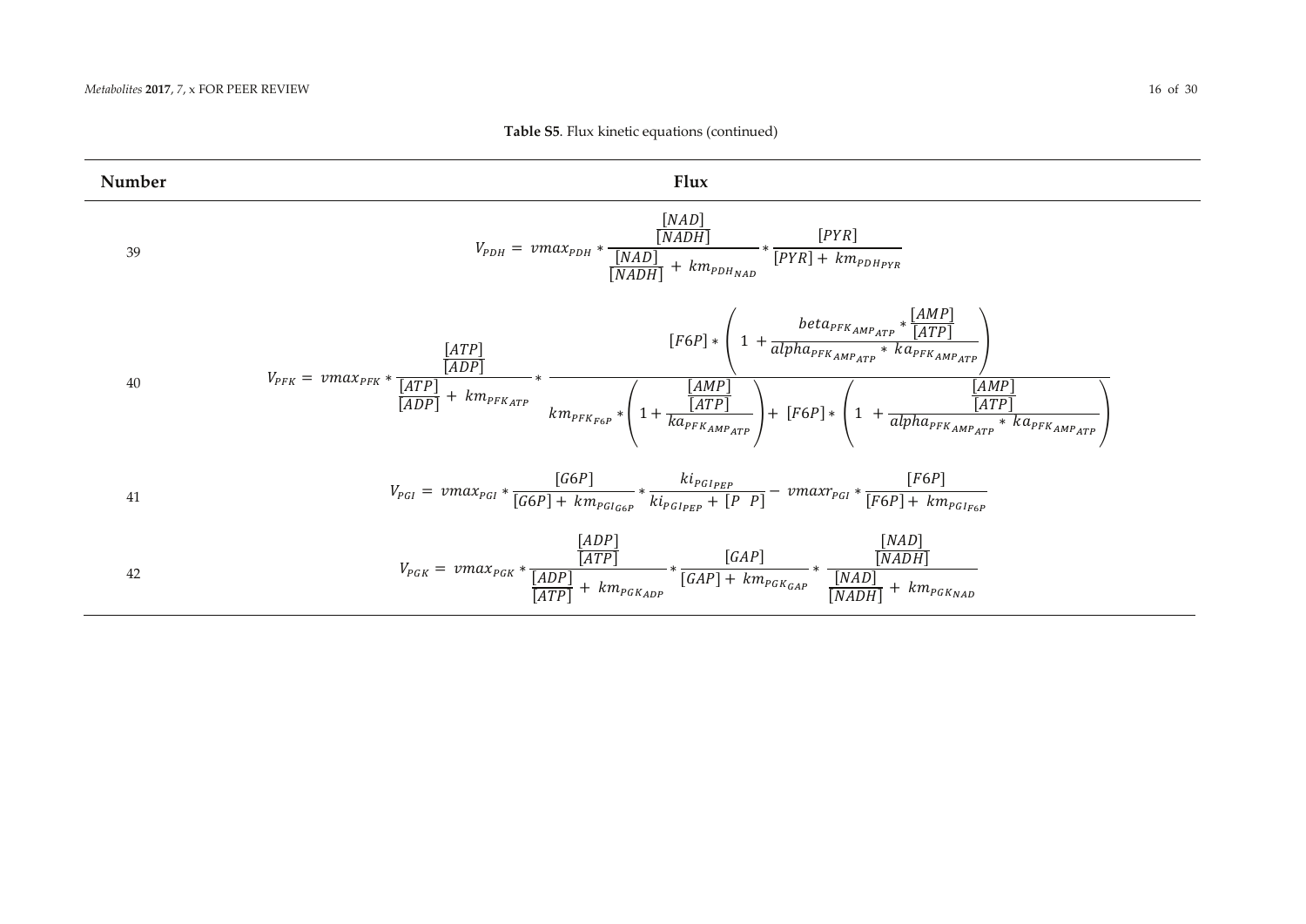**Table S5**. Flux kinetic equations (continued)

| Number | Flux |
|---|---|
| 39 | $V_{PDH} = vmax_{PDH} * \frac{\frac{[NAD]}{[NADH]}}{\frac{[NAD]}{[NADH]} + km_{PDH_{NAD}}} * \frac{[PYR]}{[PYR] + km_{PDH_{PYR}}}$ |
| 40 | $V_{PFK} = vmax_{PFK} * \frac{\frac{[ATP]}{[ADP]}}{\frac{[ATP]}{[ADP]} + km_{PFK_{ATP}}} * \frac{[F6P] * \left(1 + \frac{beta_{PFK_{AMP_{ATP}}} * \frac{[AMP]}{[ATP]}}{alpha_{PFK_{AMP_{ATP}}} * ka_{PFK_{AMP_{ATP}}}}\right)}{km_{PFK_{F6P}} * \left(1 + \frac{\frac{[AMP]}{[ATP]}}{ka_{PFK_{AMP_{ATP}}}}\right) + [F6P] * \left(1 + \frac{\frac{[AMP]}{[ATP]}}{alpha_{PFK_{AMP_{ATP}}} * ka_{PFK_{AMP_{ATP}}}}\right)}$ |
| 41 | $V_{PGI} = vmax_{PGI} * \frac{[G6P]}{[G6P] + km_{PGI_{G6P}}} * \frac{ki_{PGI_{PEP}}}{ki_{PGI_{PEP}} + [P\quad P]} - vmaxr_{PGI} * \frac{[F6P]}{[F6P] + km_{PGI_{F6P}}}$ |
| 42 | $V_{PGK} = vmax_{PGK} * \frac{\frac{[ADP]}{[ATP]}}{\frac{[ADP]}{[ATP]} + km_{PGK_{ADP}}} * \frac{[GAP]}{[GAP] + km_{PGK_{GAP}}} * \frac{\frac{[NAD]}{[NADH]}}{\frac{[NAD]}{[NADH]} + km_{PGK_{NAD}}}$ |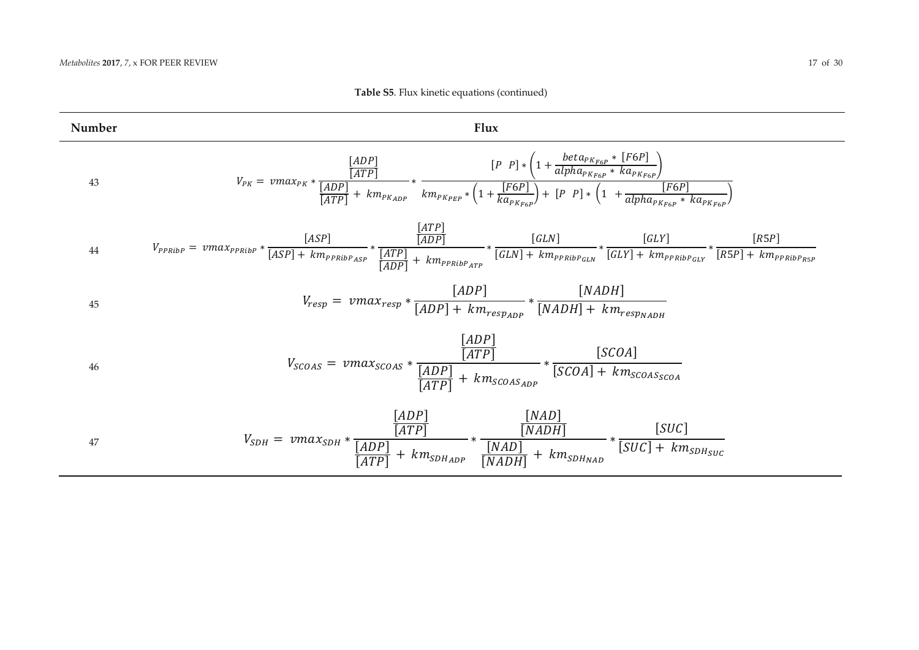**Table S5**. Flux kinetic equations (continued)

| Number | Flux |
|---|---|
| 43 | $V_{PK} = vmax_{PK} * \frac{\frac{[ADP]}{[ATP]}}{\frac{[ADP]}{[ATP]} + km_{PK_{ADP}}} * \frac{[P\ \ P] * \left(1 + \frac{beta_{PK_{F6P}} * [F6P]}{alpha_{PK_{F6P}} * ka_{PK_{F6P}}}\right)}{km_{PK_{PEP}} * \left(1 + \frac{[F6P]}{ka_{PK_{F6P}}}\right) + [P\ \ P] * \left(1 + \frac{[F6P]}{alpha_{PK_{F6P}} * ka_{PK_{F6P}}}\right)}$ |
| 44 | $V_{PPRibP} = vmax_{PPRibP} * \frac{[ASP]}{[ASP] + km_{PPRibP_{ASP}}} * \frac{\frac{[ATP]}{[ADP]}}{\frac{[ATP]}{[ADP]} + km_{PPRibP_{ATP}}} * \frac{[GLN]}{[GLN] + km_{PPRibP_{GLN}}} * \frac{[GLY]}{[GLY] + km_{PPRibP_{GLY}}} * \frac{[R5P]}{[R5P] + km_{PPRibP_{R5P}}}$ |
| 45 | $V_{resp} = vmax_{resp} * \frac{[ADP]}{[ADP] + km_{resp_{ADP}}} * \frac{[NADH]}{[NADH] + km_{resp_{NADH}}}$ |
| 46 | $V_{SCOAS} = vmax_{SCOAS} * \frac{\frac{[ADP]}{[ATP]}}{\frac{[ADP]}{[ATP]} + km_{SCOAS_{ADP}}} * \frac{[SCOA]}{[SCOA] + km_{SCOAS_{SCOA}}}$ |
| 47 | $V_{SDH} = vmax_{SDH} * \frac{\frac{[ADP]}{[ATP]}}{\frac{[ADP]}{[ATP]} + km_{SDH_{ADP}}} * \frac{\frac{[NAD]}{[NADH]}}{\frac{[NAD]}{[NADH]} + km_{SDH_{NAD}}} * \frac{[SUC]}{[SUC] + km_{SDH_{SUC}}}$ |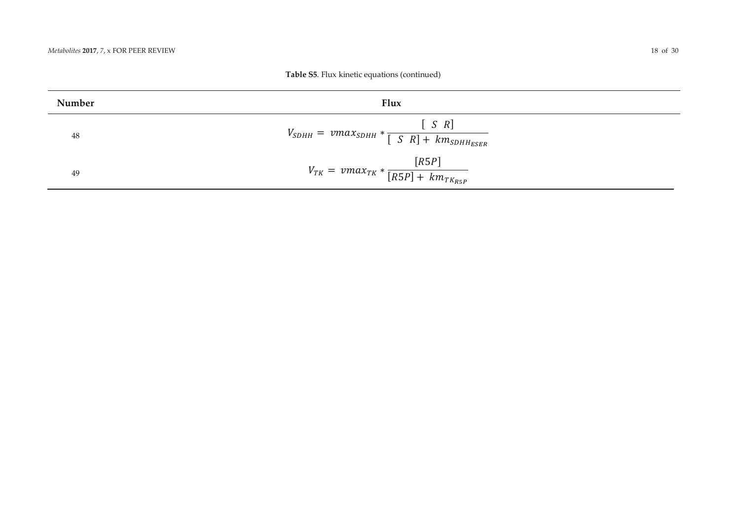**Table S5**. Flux kinetic equations (continued)

| Number | Flux |
| --- | --- |
| 48 | $V_{SDHH} = vmax_{SDHH} * \frac{[\ S\ \ R]}{[\ S\ \ R] + km_{SDHH_{ESER}}}$ |
| 49 | $V_{TK} = vmax_{TK} * \frac{[R5P]}{[R5P] + km_{TK_{R5P}}}$ |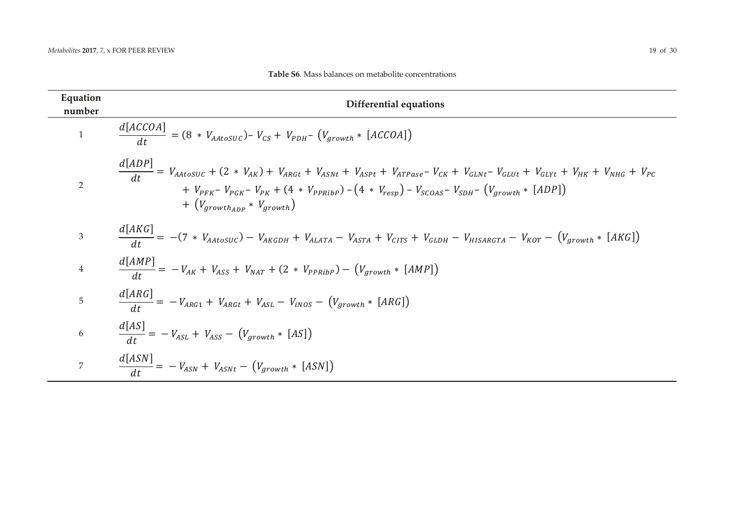**Table S6**. Mass balances on metabolite concentrations

| Equation number | Differential equations |
| --- | --- |
| 1 | $\frac{d[ACCOA]}{dt} = (8 * V_{AAtoSUC}) - V_{CS} + V_{PDH} - (V_{growth} * [ACCOA])$ |
| 2 | $\frac{d[ADP]}{dt} = V_{AAtoSUC} + (2 * V_{AK}) + V_{ARGt} + V_{ASNt} + V_{ASPt} + V_{ATPase} - V_{CK} + V_{GLNt} - V_{GLUt} + V_{GLYt} + V_{HK} + V_{NHG} + V_{PC} + V_{PFK} - V_{PGK} - V_{PK} + (4 * V_{PPRibP}) - (4 * V_{resp}) - V_{SCOAS} - V_{SDH} - (V_{growth} * [ADP]) + (V_{growth_{ADP}} * V_{growth})$ |
| 3 | $\frac{d[AKG]}{dt} = -(7 * V_{AAtoSUC}) - V_{AKGDH} + V_{ALATA} - V_{ASTA} + V_{CITS} + V_{GLDH} - V_{HISARGTA} - V_{KOT} - (V_{growth} * [AKG])$ |
| 4 | $\frac{d[AMP]}{dt} = -V_{AK} + V_{ASS} + V_{NAT} + (2 * V_{PPRibP}) - (V_{growth} * [AMP])$ |
| 5 | $\frac{d[ARG]}{dt} = -V_{ARG1} + V_{ARGt} + V_{ASL} - V_{iNOS} - (V_{growth} * [ARG])$ |
| 6 | $\frac{d[AS]}{dt} = -V_{ASL} + V_{ASS} - (V_{growth} * [AS])$ |
| 7 | $\frac{d[ASN]}{dt} = -V_{ASN} + V_{ASNt} - (V_{growth} * [ASN])$ |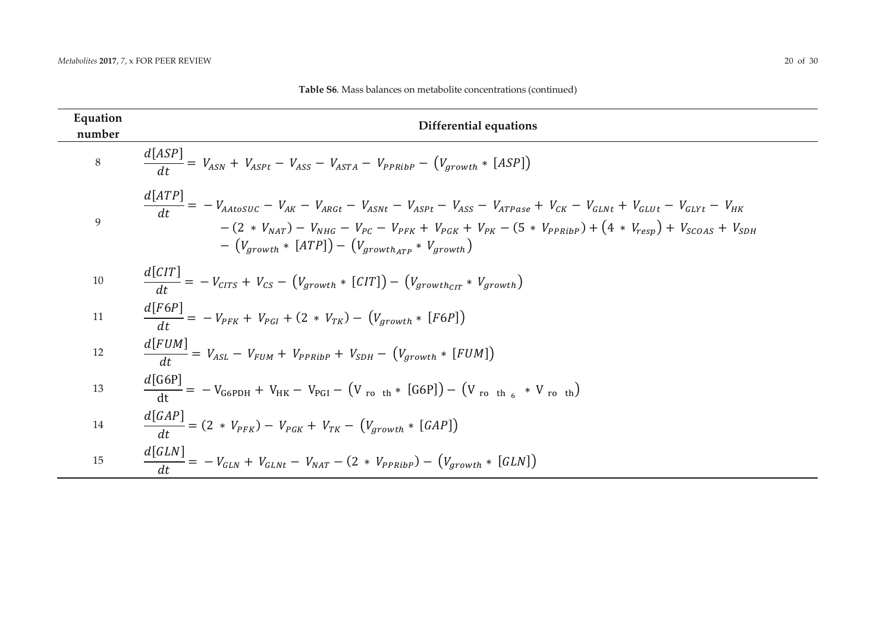**Table S6**. Mass balances on metabolite concentrations (continued)

| Equation number | Differential equations |
|---|---|
| 8 | $\frac{d[ASP]}{dt} = V_{ASN} + V_{ASPt} - V_{ASS} - V_{ASTA} - V_{PPRibP} - (V_{growth} * [ASP])$ |
| 9 | $\frac{d[ATP]}{dt} = -V_{AAtoSUC} - V_{AK} - V_{ARGt} - V_{ASNt} - V_{ASPt} - V_{ASS} - V_{ATPase} + V_{CK} - V_{GLNt} + V_{GLUt} - V_{GLYt} - V_{HK} - (2 * V_{NAT}) - V_{NHG} - V_{PC} - V_{PFK} + V_{PGK} + V_{PK} - (5 * V_{PPRibP}) + (4 * V_{resp}) + V_{SCOAS} + V_{SDH} - (V_{growth} * [ATP]) - (V_{growth_{ATP}} * V_{growth})$ |
| 10 | $\frac{d[CIT]}{dt} = -V_{CITS} + V_{CS} - (V_{growth} * [CIT]) - (V_{growth_{CIT}} * V_{growth})$ |
| 11 | $\frac{d[F6P]}{dt} = -V_{PFK} + V_{PGI} + (2 * V_{TK}) - (V_{growth} * [F6P])$ |
| 12 | $\frac{d[FUM]}{dt} = V_{ASL} - V_{FUM} + V_{PPRibP} + V_{SDH} - (V_{growth} * [FUM])$ |
| 13 | $\frac{d[G6P]}{dt} = -V_{G6PDH} + V_{HK} - V_{PGI} - (V_{growth} * [G6P]) - (V_{growth_{G6P}} * V_{growth})$ |
| 14 | $\frac{d[GAP]}{dt} = (2 * V_{PFK}) - V_{PGK} + V_{TK} - (V_{growth} * [GAP])$ |
| 15 | $\frac{d[GLN]}{dt} = -V_{GLN} + V_{GLNt} - V_{NAT} - (2 * V_{PPRibP}) - (V_{growth} * [GLN])$ |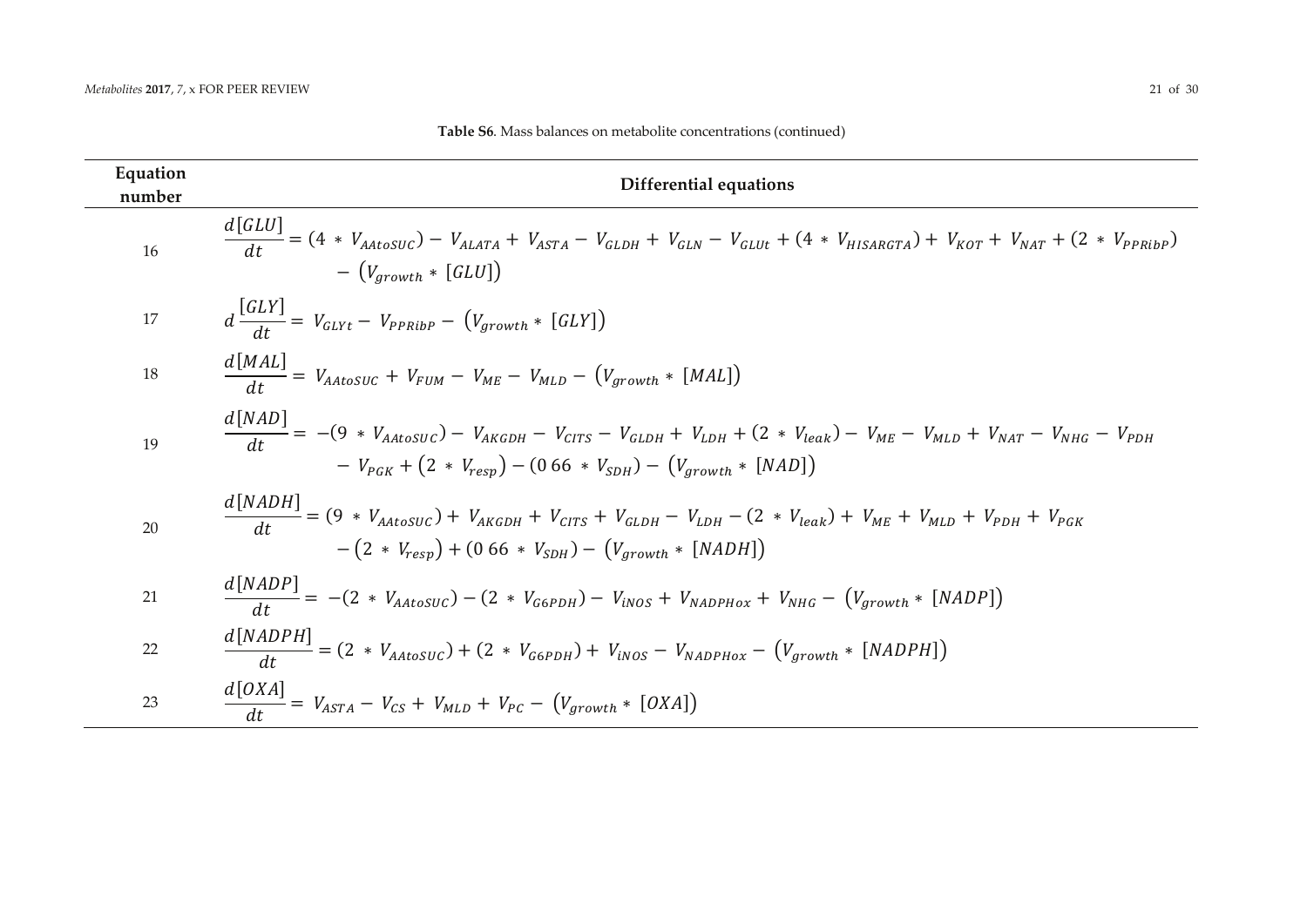**Table S6**. Mass balances on metabolite concentrations (continued)

| Equation number | Differential equations |
| --- | --- |
| 16 | $\frac{d[GLU]}{dt} = (4 * V_{AAtoSUC}) - V_{ALATA} + V_{ASTA} - V_{GLDH} + V_{GLN} - V_{GLUt} + (4 * V_{HISARGTA}) + V_{KOT} + V_{NAT} + (2 * V_{PPRibP}) - (V_{growth} * [GLU])$ |
| 17 | $d\frac{[GLY]}{dt} = V_{GLYt} - V_{PPRibP} - (V_{growth} * [GLY])$ |
| 18 | $\frac{d[MAL]}{dt} = V_{AAtoSUC} + V_{FUM} - V_{ME} - V_{MLD} - (V_{growth} * [MAL])$ |
| 19 | $\frac{d[NAD]}{dt} = -(9 * V_{AAtoSUC}) - V_{AKGDH} - V_{CITS} - V_{GLDH} + V_{LDH} + (2 * V_{leak}) - V_{ME} - V_{MLD} + V_{NAT} - V_{NHG} - V_{PDH} - V_{PGK} + (2 * V_{resp}) - (0\ 66 * V_{SDH}) - (V_{growth} * [NAD])$ |
| 20 | $\frac{d[NADH]}{dt} = (9 * V_{AAtoSUC}) + V_{AKGDH} + V_{CITS} + V_{GLDH} - V_{LDH} - (2 * V_{leak}) + V_{ME} + V_{MLD} + V_{PDH} + V_{PGK} - (2 * V_{resp}) + (0\ 66 * V_{SDH}) - (V_{growth} * [NADH])$ |
| 21 | $\frac{d[NADP]}{dt} = -(2 * V_{AAtoSUC}) - (2 * V_{G6PDH}) - V_{iNOS} + V_{NADPHox} + V_{NHG} - (V_{growth} * [NADP])$ |
| 22 | $\frac{d[NADPH]}{dt} = (2 * V_{AAtoSUC}) + (2 * V_{G6PDH}) + V_{iNOS} - V_{NADPHox} - (V_{growth} * [NADPH])$ |
| 23 | $\frac{d[OXA]}{dt} = V_{ASTA} - V_{CS} + V_{MLD} + V_{PC} - (V_{growth} * [OXA])$ |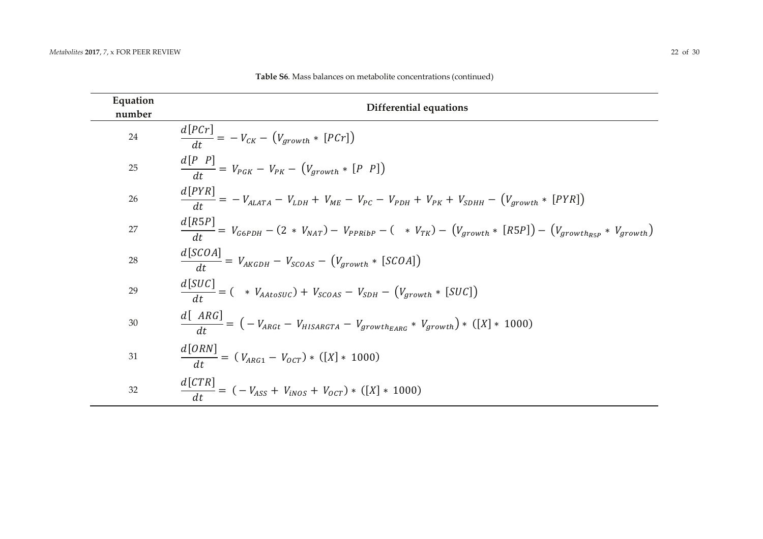**Table S6**. Mass balances on metabolite concentrations (continued)

| Equation number | Differential equations |
| --- | --- |
| 24 | $\frac{d[PCr]}{dt} = -V_{CK} - (V_{growth} * [PCr])$ |
| 25 | $\frac{d[P\ \ P]}{dt} = V_{PGK} - V_{PK} - (V_{growth} * [P\ \ P])$ |
| 26 | $\frac{d[PYR]}{dt} = -V_{ALATA} - V_{LDH} + V_{ME} - V_{PC} - V_{PDH} + V_{PK} + V_{SDHH} - (V_{growth} * [PYR])$ |
| 27 | $\frac{d[R5P]}{dt} = V_{G6PDH} - (2 * V_{NAT}) - V_{PPRibP} - (\ \ * V_{TK}) - (V_{growth} * [R5P]) - (V_{growth_{R5P}} * V_{growth})$ |
| 28 | $\frac{d[SCOA]}{dt} = V_{AKGDH} - V_{SCOAS} - (V_{growth} * [SCOA])$ |
| 29 | $\frac{d[SUC]}{dt} = (\ \ * V_{AAtoSUC}) + V_{SCOAS} - V_{SDH} - (V_{growth} * [SUC])$ |
| 30 | $\frac{d[\ \ ARG]}{dt} = (-V_{ARGt} - V_{HISARGTA} - V_{growth_{EARG}} * V_{growth}) * ([X] * 1000)$ |
| 31 | $\frac{d[ORN]}{dt} = (V_{ARG1} - V_{OCT}) * ([X] * 1000)$ |
| 32 | $\frac{d[CTR]}{dt} = (-V_{ASS} + V_{iNOS} + V_{OCT}) * ([X] * 1000)$ |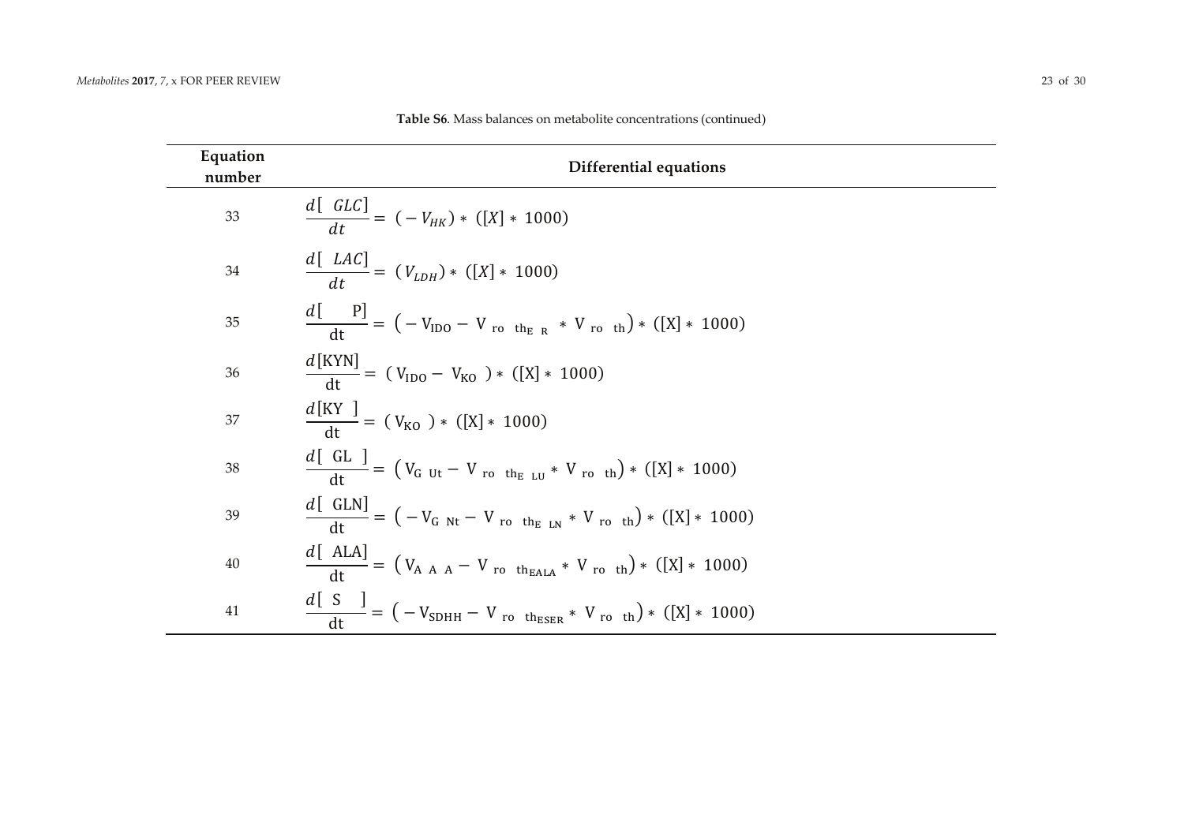**Table S6**. Mass balances on metabolite concentrations (continued)

| Equation number | Differential equations |
|---|---|
| 33 | $\frac{d[\ GLC]}{dt} = (-V_{HK}) * ([X] * 1000)$ |
| 34 | $\frac{d[\ LAC]}{dt} = (V_{LDH}) * ([X] * 1000)$ |
| 35 | $\frac{d[\quad P]}{dt} = (-V_{IDO} - V_{ro\ \ th_{E\ \ R}} * V_{ro\ \ th}) * ([X] * 1000)$ |
| 36 | $\frac{d[KYN]}{dt} = (V_{IDO} - V_{KO}) * ([X] * 1000)$ |
| 37 | $\frac{d[KY\ \ ]}{dt} = (V_{KO}) * ([X] * 1000)$ |
| 38 | $\frac{d[\ GL\ \ ]}{dt} = (V_{G\ \ Ut} - V_{ro\ \ th_{E\ \ LU}} * V_{ro\ \ th}) * ([X] * 1000)$ |
| 39 | $\frac{d[\ GLN]}{dt} = (-V_{G\ \ Nt} - V_{ro\ \ th_{E\ \ LN}} * V_{ro\ \ th}) * ([X] * 1000)$ |
| 40 | $\frac{d[\ ALA]}{dt} = (V_{A\ \ A\ \ A} - V_{ro\ \ th_{EALA}} * V_{ro\ \ th}) * ([X] * 1000)$ |
| 41 | $\frac{d[\ S\ \ \ ]}{dt} = (-V_{SDHH} - V_{ro\ \ th_{ESER}} * V_{ro\ \ th}) * ([X] * 1000)$ |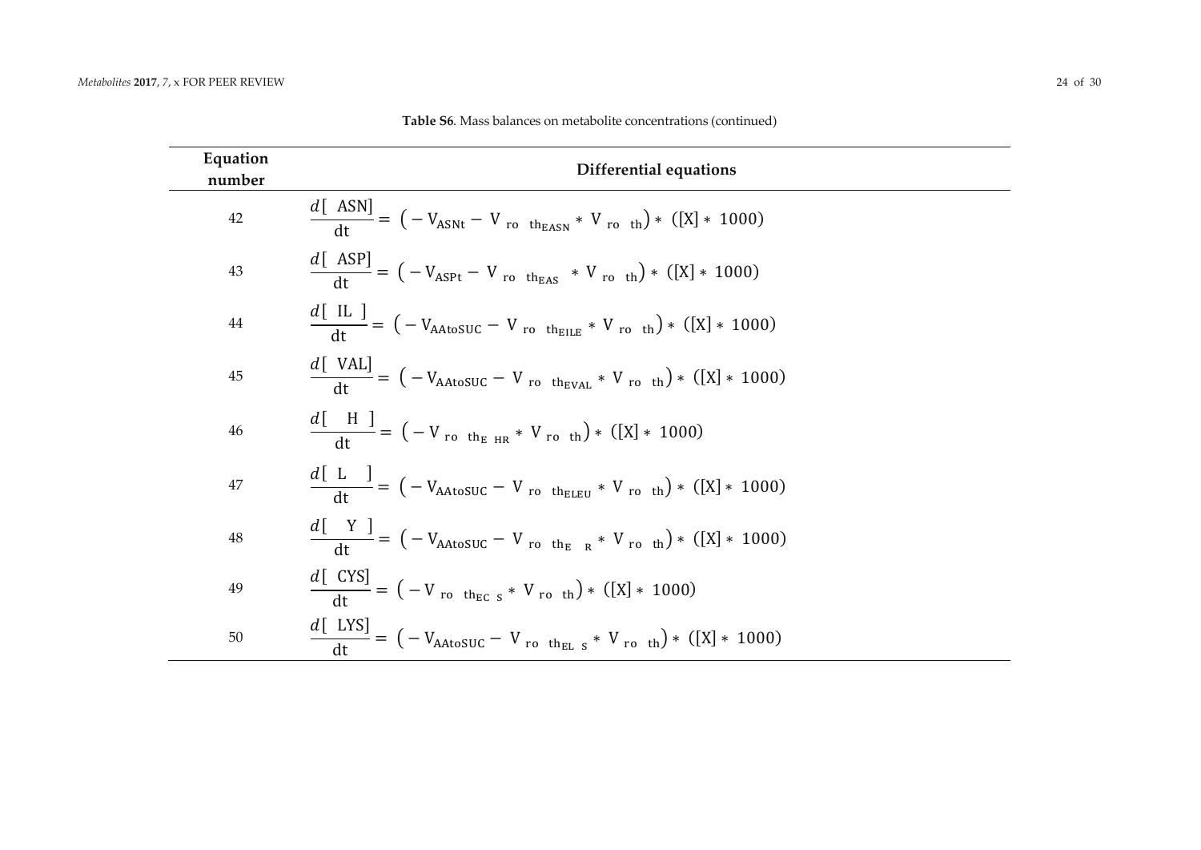**Table S6**. Mass balances on metabolite concentrations (continued)

| Equation number | Differential equations |
|---|---|
| 42 | $\frac{d[\ \text{ASN}]}{\text{dt}} = \left(-\text{V}_{\text{ASNt}} - \text{V}_{\text{ro th}_{\text{EASN}}} * \text{V}_{\text{ro th}}\right) * ([\text{X}] * 1000)$ |
| 43 | $\frac{d[\ \text{ASP}]}{\text{dt}} = \left(-\text{V}_{\text{ASPt}} - \text{V}_{\text{ro th}_{\text{EAS}}} * \text{V}_{\text{ro th}}\right) * ([\text{X}] * 1000)$ |
| 44 | $\frac{d[\ \text{IL}\ ]}{\text{dt}} = \left(-\text{V}_{\text{AAtoSUC}} - \text{V}_{\text{ro th}_{\text{EILE}}} * \text{V}_{\text{ro th}}\right) * ([\text{X}] * 1000)$ |
| 45 | $\frac{d[\ \text{VAL}]}{\text{dt}} = \left(-\text{V}_{\text{AAtoSUC}} - \text{V}_{\text{ro th}_{\text{EVAL}}} * \text{V}_{\text{ro th}}\right) * ([\text{X}] * 1000)$ |
| 46 | $\frac{d[\ \ \text{H}\ ]}{\text{dt}} = \left(-\text{V}_{\text{ro th}_{\text{E HR}}} * \text{V}_{\text{ro th}}\right) * ([\text{X}] * 1000)$ |
| 47 | $\frac{d[\ \text{L}\ \ ]}{\text{dt}} = \left(-\text{V}_{\text{AAtoSUC}} - \text{V}_{\text{ro th}_{\text{ELEU}}} * \text{V}_{\text{ro th}}\right) * ([\text{X}] * 1000)$ |
| 48 | $\frac{d[\ \ \text{Y}\ ]}{\text{dt}} = \left(-\text{V}_{\text{AAtoSUC}} - \text{V}_{\text{ro th}_{\text{E R}}} * \text{V}_{\text{ro th}}\right) * ([\text{X}] * 1000)$ |
| 49 | $\frac{d[\ \text{CYS}]}{\text{dt}} = \left(-\text{V}_{\text{ro th}_{\text{EC S}}} * \text{V}_{\text{ro th}}\right) * ([\text{X}] * 1000)$ |
| 50 | $\frac{d[\ \text{LYS}]}{\text{dt}} = \left(-\text{V}_{\text{AAtoSUC}} - \text{V}_{\text{ro th}_{\text{EL S}}} * \text{V}_{\text{ro th}}\right) * ([\text{X}] * 1000)$ |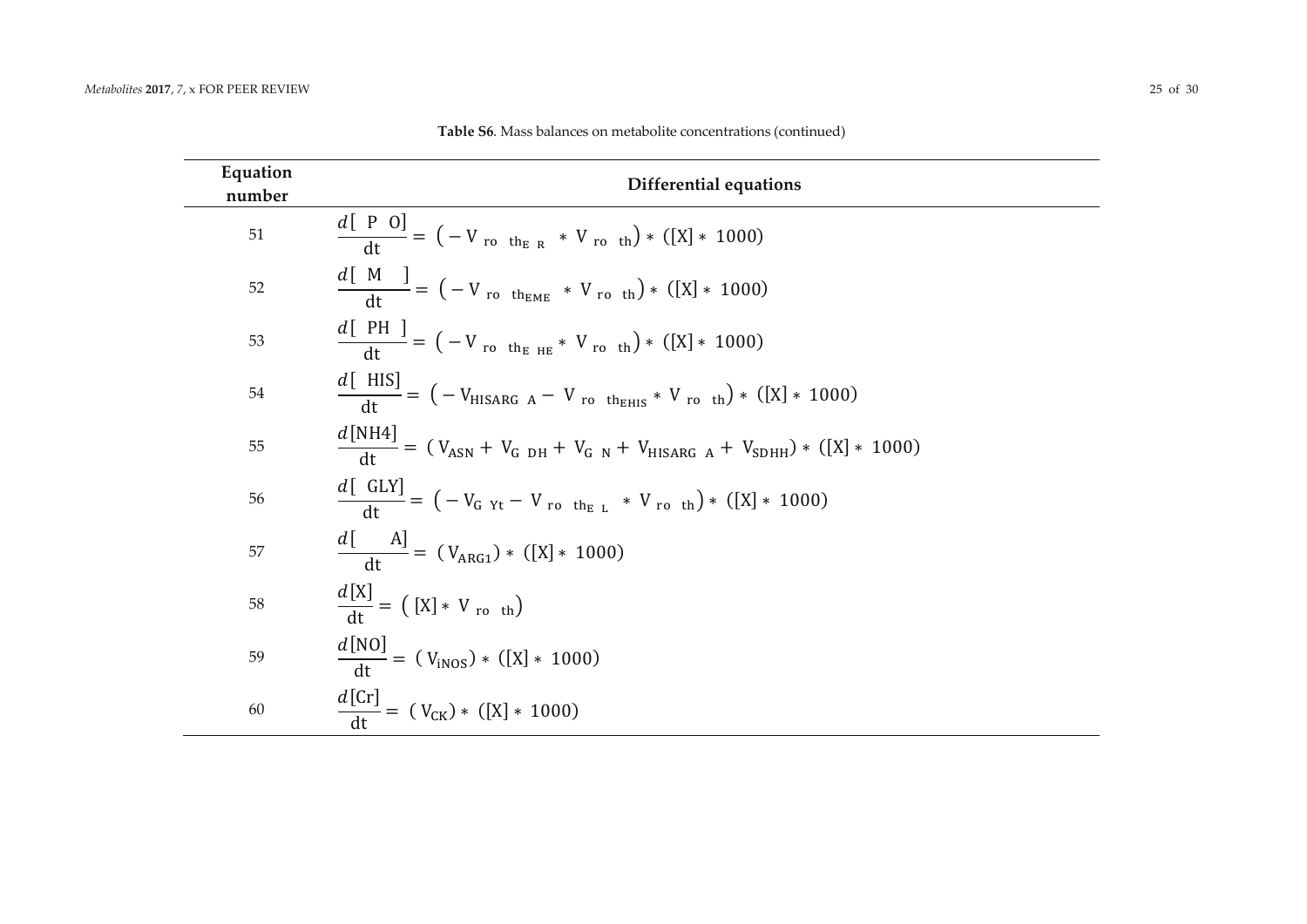**Table S6**. Mass balances on metabolite concentrations (continued)

| Equation number | Differential equations |
|---|---|
| 51 | $\frac{d[\ \mathrm{P}\ \ \mathrm{O}]}{\mathrm{dt}} = \left(-\mathrm{V}_{\mathrm{ro\ \ th}_{\mathrm{E\ \ R}}} * \mathrm{V}_{\mathrm{ro\ \ th}}\right) * ([\mathrm{X}] * 1000)$ |
| 52 | $\frac{d[\ \mathrm{M}\ \ \ ]}{\mathrm{dt}} = \left(-\mathrm{V}_{\mathrm{ro\ \ th}_{\mathrm{EME}}} * \mathrm{V}_{\mathrm{ro\ \ th}}\right) * ([\mathrm{X}] * 1000)$ |
| 53 | $\frac{d[\ \mathrm{PH}\ \ ]}{\mathrm{dt}} = \left(-\mathrm{V}_{\mathrm{ro\ \ th}_{\mathrm{E\ \ HE}}} * \mathrm{V}_{\mathrm{ro\ \ th}}\right) * ([\mathrm{X}] * 1000)$ |
| 54 | $\frac{d[\ \mathrm{HIS}]}{\mathrm{dt}} = \left(-\mathrm{V}_{\mathrm{HISARG\ \ A}} - \mathrm{V}_{\mathrm{ro\ \ th}_{\mathrm{EHIS}}} * \mathrm{V}_{\mathrm{ro\ \ th}}\right) * ([\mathrm{X}] * 1000)$ |
| 55 | $\frac{d[\mathrm{NH4}]}{\mathrm{dt}} = (\mathrm{V}_{\mathrm{ASN}} + \mathrm{V}_{\mathrm{G\ \ DH}} + \mathrm{V}_{\mathrm{G\ \ N}} + \mathrm{V}_{\mathrm{HISARG\ \ A}} + \mathrm{V}_{\mathrm{SDHH}}) * ([\mathrm{X}] * 1000)$ |
| 56 | $\frac{d[\ \mathrm{GLY}]}{\mathrm{dt}} = \left(-\mathrm{V}_{\mathrm{G\ \ Yt}} - \mathrm{V}_{\mathrm{ro\ \ th}_{\mathrm{E\ \ L}}} * \mathrm{V}_{\mathrm{ro\ \ th}}\right) * ([\mathrm{X}] * 1000)$ |
| 57 | $\frac{d[\ \ \ \ \ \ \mathrm{A}]}{\mathrm{dt}} = (\mathrm{V}_{\mathrm{ARG1}}) * ([\mathrm{X}] * 1000)$ |
| 58 | $\frac{d[\mathrm{X}]}{\mathrm{dt}} = \left([\mathrm{X}] * \mathrm{V}_{\mathrm{ro\ \ th}}\right)$ |
| 59 | $\frac{d[\mathrm{NO}]}{\mathrm{dt}} = (\mathrm{V}_{\mathrm{iNOS}}) * ([\mathrm{X}] * 1000)$ |
| 60 | $\frac{d[\mathrm{Cr}]}{\mathrm{dt}} = (\mathrm{V}_{\mathrm{CK}}) * ([\mathrm{X}] * 1000)$ |